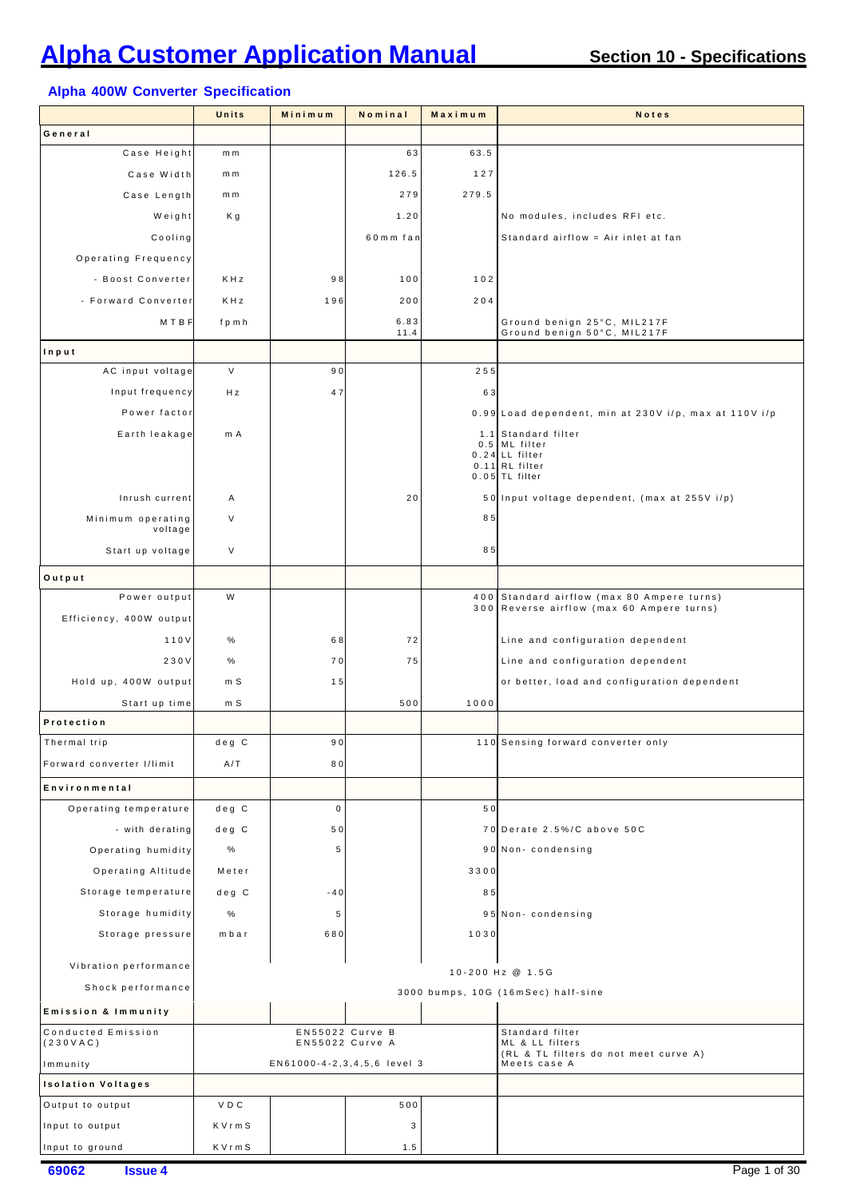# Alpha Customer Application Manual

## Section 10 - Specifications

### Alpha 400W Converter Specification

| | Units | Minimum | Nominal | Maximum | Notes |
|---|---|---|---|---|---|
| **General** | | | | | |
| Case Height | mm | | 63 | 63.5 | |
| Case Width | mm | | 126.5 | 127 | |
| Case Length | mm | | 279 | 279.5 | |
| Weight | Kg | | 1.20 | | No modules, includes RFI etc. |
| Cooling | | | 60mm fan | | Standard airflow = Air inlet at fan |
| Operating Frequency | | | | | |
| - Boost Converter | KHz | 98 | 100 | 102 | |
| - Forward Converter | KHz | 196 | 200 | 204 | |
| MTBF | fpmh | | 6.83<br>11.4 | | Ground benign 25°C, MIL217F<br>Ground benign 50°C, MIL217F |
| **Input** | | | | | |
| AC input voltage | V | 90 | | 255 | |
| Input frequency | Hz | 47 | | 63 | |
| Power factor | | | | 0.99 | Load dependent, min at 230V i/p, max at 110V i/p |
| Earth leakage | mA | | | 1.1<br>0.5<br>0.24<br>0.11<br>0.05 | Standard filter<br>ML filter<br>LL filter<br>RL filter<br>TL filter |
| Inrush current | A | | 20 | 50 | Input voltage dependent, (max at 255V i/p) |
| Minimum operating voltage | V | | | 85 | |
| Start up voltage | V | | | 85 | |
| **Output** | | | | | |
| Power output | W | | | 400<br>300 | Standard airflow (max 80 Ampere turns)<br>Reverse airflow (max 60 Ampere turns) |
| Efficiency, 400W output | | | | | |
| 110V | % | 68 | 72 | | Line and configuration dependent |
| 230V | % | 70 | 75 | | Line and configuration dependent |
| Hold up, 400W output | mS | 15 | | | or better, load and configuration dependent |
| Start up time | mS | | 500 | 1000 | |
| **Protection** | | | | | |
| Thermal trip | deg C | 90 | | 110 | Sensing forward converter only |
| Forward converter I/limit | A/T | 80 | | | |
| **Environmental** | | | | | |
| Operating temperature | deg C | 0 | | 50 | |
| - with derating | deg C | 50 | | 70 | Derate 2.5%/C above 50C |
| Operating humidity | % | 5 | | 90 | Non- condensing |
| Operating Altitude | Meter | | | 3300 | |
| Storage temperature | deg C | -40 | | 85 | |
| Storage humidity | % | 5 | | 95 | Non- condensing |
| Storage pressure | mbar | 680 | | 1030 | |
| Vibration performance | 10-200 Hz @ 1.5G | | | | |
| Shock performance | 3000 bumps, 10G (16mSec) half-sine | | | | |
| **Emission & Immunity** | | | | | |
| Conducted Emission (230VAC) | EN55022 Curve B<br>EN55022 Curve A | | | | Standard filter<br>ML & LL filters<br>(RL & TL filters do not meet curve A) |
| Immunity | EN61000-4-2,3,4,5,6 level 3 | | | | Meets case A |
| **Isolation Voltages** | | | | | |
| Output to output | VDC | | 500 | | |
| Input to output | KVrmS | | 3 | | |
| Input to ground | KVrmS | | 1.5 | | |

69062 Issue 4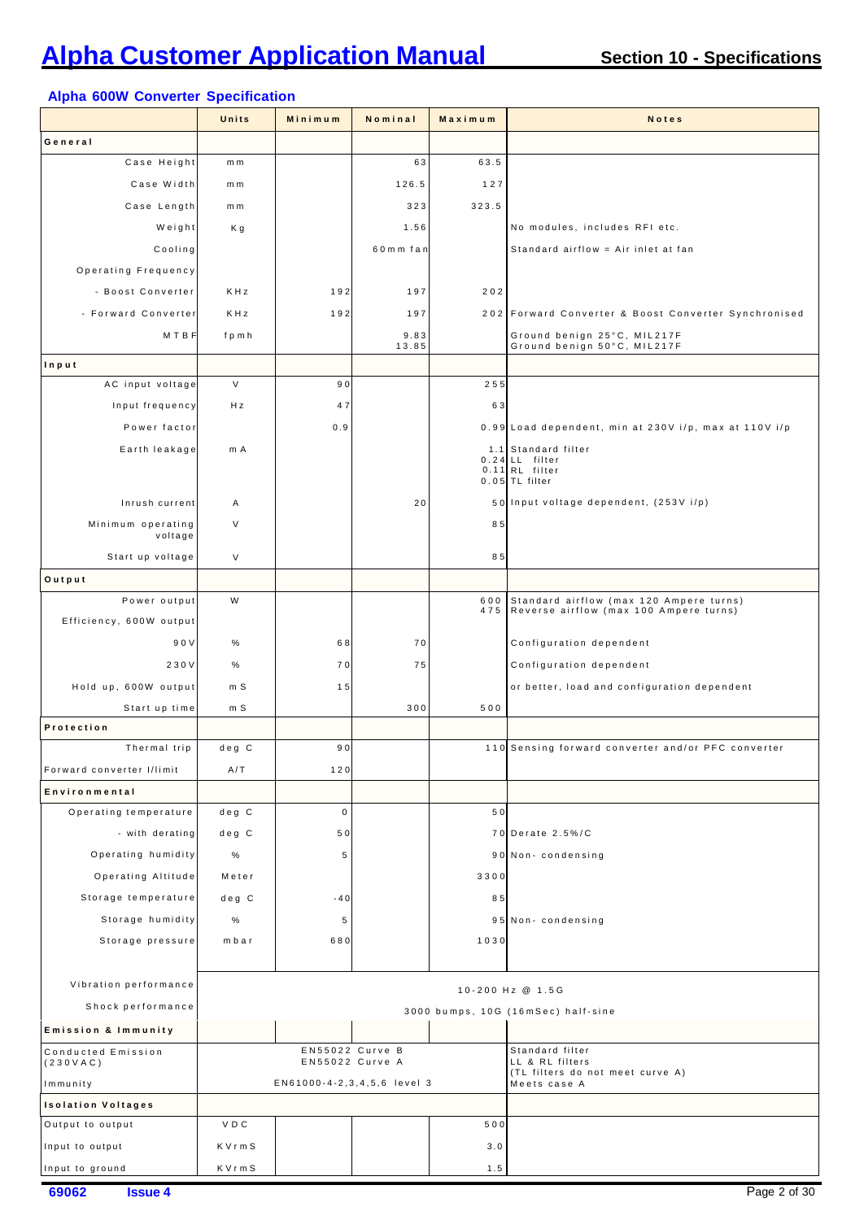## Alpha 600W Converter Specification

| | Units | Minimum | Nominal | Maximum | Notes |
|---|---|---|---|---|---|
| **General** | | | | | |
| Case Height | mm | | 63 | 63.5 | |
| Case Width | mm | | 126.5 | 127 | |
| Case Length | mm | | 323 | 323.5 | |
| Weight | Kg | | 1.56 | | No modules, includes RFI etc. |
| Cooling | | | 60mm fan | | Standard airflow = Air inlet at fan |
| Operating Frequency | | | | | |
| - Boost Converter | KHz | 192 | 197 | 202 | |
| - Forward Converter | KHz | 192 | 197 | 202 | Forward Converter & Boost Converter Synchronised |
| MTBF | fpmh | | 9.83<br>13.85 | | Ground benign 25°C, MIL217F<br>Ground benign 50°C, MIL217F |
| **Input** | | | | | |
| AC input voltage | V | 90 | | 255 | |
| Input frequency | Hz | 47 | | 63 | |
| Power factor | | 0.9 | | 0.99 | Load dependent, min at 230V i/p, max at 110V i/p |
| Earth leakage | mA | | | 1.1<br>0.24<br>0.11<br>0.05 | Standard filter<br>LL filter<br>RL filter<br>TL filter |
| Inrush current | A | | 20 | 50 | Input voltage dependent, (253V i/p) |
| Minimum operating voltage | V | | | 85 | |
| Start up voltage | V | | | 85 | |
| **Output** | | | | | |
| Power output | W | | | 600<br>475 | Standard airflow (max 120 Ampere turns)<br>Reverse airflow (max 100 Ampere turns) |
| Efficiency, 600W output | | | | | |
| 90V | % | 68 | 70 | | Configuration dependent |
| 230V | % | 70 | 75 | | Configuration dependent |
| Hold up, 600W output | mS | 15 | | | or better, load and configuration dependent |
| Start up time | mS | | 300 | 500 | |
| **Protection** | | | | | |
| Thermal trip | deg C | 90 | | 110 | Sensing forward converter and/or PFC converter |
| Forward converter I/limit | A/T | 120 | | | |
| **Environmental** | | | | | |
| Operating temperature | deg C | 0 | | 50 | |
| - with derating | deg C | 50 | | 70 | Derate 2.5%/C |
| Operating humidity | % | 5 | | 90 | Non- condensing |
| Operating Altitude | Meter | | | 3300 | |
| Storage temperature | deg C | -40 | | 85 | |
| Storage humidity | % | 5 | | 95 | Non- condensing |
| Storage pressure | mbar | 680 | | 1030 | |
| Vibration performance | 10-200 Hz @ 1.5G | | | | |
| Shock performance | 3000 bumps, 10G (16mSec) half-sine | | | | |
| **Emission & Immunity** | | | | | |
| Conducted Emission (230VAC) | EN55022 Curve B<br>EN55022 Curve A | | | | Standard filter<br>LL & RL filters<br>(TL filters do not meet curve A) |
| Immunity | EN61000-4-2,3,4,5,6 level 3 | | | | Meets case A |
| **Isolation Voltages** | | | | | |
| Output to output | VDC | | | 500 | |
| Input to output | KVrmS | | | 3.0 | |
| Input to ground | KVrmS | | | 1.5 | |

69062 Issue 4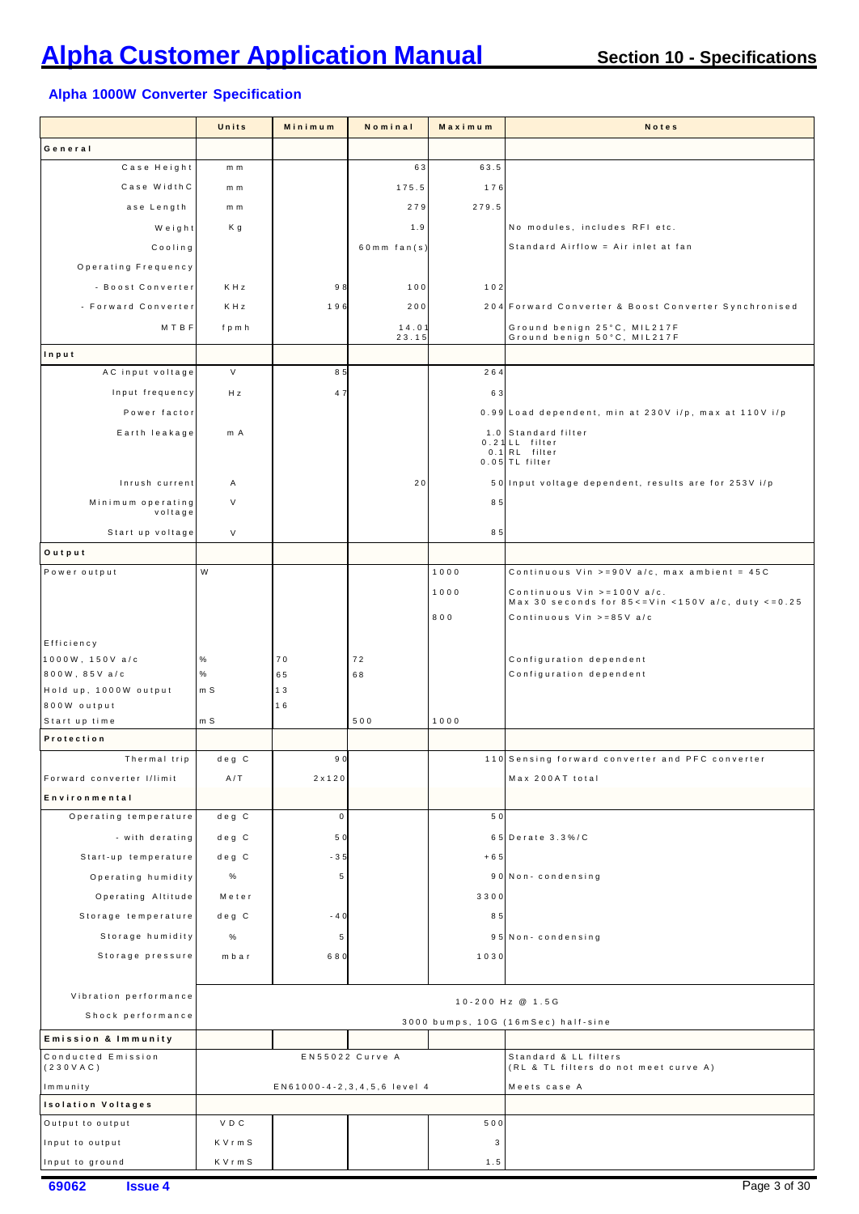## Alpha 1000W Converter Specification

| | Units | Minimum | Nominal | Maximum | Notes |
|---|---|---|---|---|---|
| **General** | | | | | |
| Case Height | mm | | 63 | 63.5 | |
| Case Width | mm | | 175.5 | 176 | |
| Case Length | mm | | 279 | 279.5 | |
| Weight | Kg | | 1.9 | | No modules, includes RFI etc. |
| Cooling | | | 60mm fan(s) | | Standard Airflow = Air inlet at fan |
| Operating Frequency | | | | | |
| - Boost Converter | KHz | 98 | 100 | 102 | |
| - Forward Converter | KHz | 196 | 200 | 204 | Forward Converter & Boost Converter Synchronised |
| MTBF | fpmh | | 14.01<br>23.15 | | Ground benign 25°C, MIL217F<br>Ground benign 50°C, MIL217F |
| **Input** | | | | | |
| AC input voltage | V | 85 | | 264 | |
| Input frequency | Hz | 47 | | 63 | |
| Power factor | | | | 0.99 | Load dependent, min at 230V i/p, max at 110V i/p |
| Earth leakage | mA | | | 1.0<br>0.21<br>0.1<br>0.05 | Standard filter<br>LL filter<br>RL filter<br>TL filter |
| Inrush current | A | | 20 | 50 | Input voltage dependent, results are for 253V i/p |
| Minimum operating voltage | V | | | 85 | |
| Start up voltage | V | | | 85 | |
| **Output** | | | | | |
| Power output | W | | | 1000 | Continuous Vin >=90V a/c, max ambient = 45C |
| | | | | 1000 | Continuous Vin >=100V a/c.<br>Max 30 seconds for 85<=Vin <150V a/c, duty <=0.25 |
| | | | | 800 | Continuous Vin >=85V a/c |
| Efficiency | | | | | |
| 1000W, 150V a/c | % | 70 | 72 | | Configuration dependent |
| 800W, 85V a/c | % | 65 | 68 | | Configuration dependent |
| Hold up, 1000W output | mS | 13 | | | |
| 800W output | | 16 | | | |
| Start up time | mS | | 500 | 1000 | |
| **Protection** | | | | | |
| Thermal trip | deg C | 90 | | 110 | Sensing forward converter and PFC converter |
| Forward converter I/limit | A/T | 2x120 | | | Max 200AT total |
| **Environmental** | | | | | |
| Operating temperature | deg C | 0 | | 50 | |
| - with derating | deg C | 50 | | 65 | Derate 3.3%/C |
| Start-up temperature | deg C | -35 | | +65 | |
| Operating humidity | % | 5 | | 90 | Non-condensing |
| Operating Altitude | Meter | | | 3300 | |
| Storage temperature | deg C | -40 | | 85 | |
| Storage humidity | % | 5 | | 95 | Non-condensing |
| Storage pressure | mbar | 680 | | 1030 | |
| Vibration performance | 10-200 Hz @ 1.5G | | | | |
| Shock performance | 3000 bumps, 10G (16mSec) half-sine | | | | |
| **Emission & Immunity** | | | | | |
| Conducted Emission (230VAC) | EN55022 Curve A | | | | Standard & LL filters<br>(RL & TL filters do not meet curve A) |
| Immunity | EN61000-4-2,3,4,5,6 level 4 | | | | Meets case A |
| **Isolation Voltages** | | | | | |
| Output to output | VDC | | | 500 | |
| Input to output | KVrmS | | | 3 | |
| Input to ground | KVrmS | | | 1.5 | |

69062 Issue 4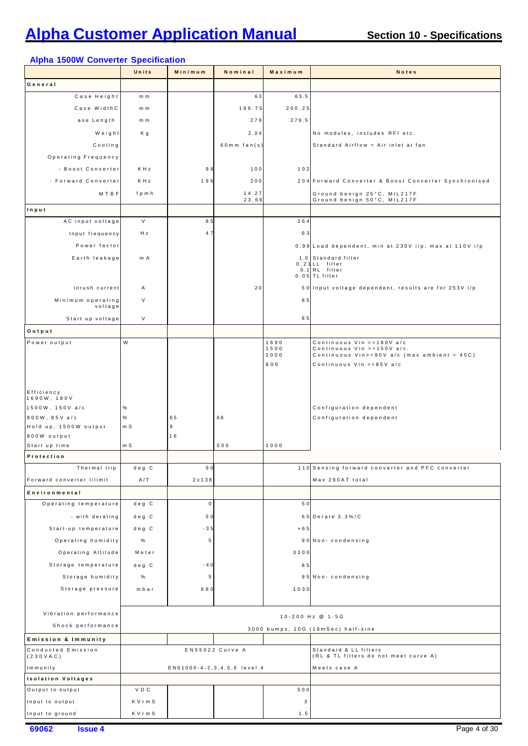# Alpha Customer Application Manual

## Section 10 - Specifications

### Alpha 1500W Converter Specification

| | Units | Minimum | Nominal | Maximum | Notes |
|---|---|---|---|---|---|
| **General** | | | | | |
| Case Height | mm | | 63 | 63.5 | |
| Case WidthC | mm | | 199.75 | 200.25 | |
| ase Length | mm | | 279 | 279.5 | |
| Weight | Kg | | 2.04 | | No modules, includes RFI etc. |
| Cooling | | | 60mm fan(s) | | Standard Airflow = Air inlet at fan |
| Operating Frequency | | | | | |
| - Boost Converter | KHz | 98 | 100 | 102 | |
| - Forward Converter | KHz | 196 | 200 | 204 | Forward Converter & Boost Converter Synchronised |
| MTBF | fpmh | | 14.27<br>23.66 | | Ground benign 25°C, MIL217F<br>Ground benign 50°C, MIL217F |
| **Input** | | | | | |
| AC input voltage | V | 85 | | 264 | |
| Input frequency | Hz | 47 | | 63 | |
| Power factor | | | | 0.99 | Load dependent, min at 230V i/p, max at 110V i/p |
| Earth leakage | mA | | | 1.0<br>0.21<br>0.1<br>0.05 | Standard filter<br>LL filter<br>RL filter<br>TL filter |
| Inrush current | A | | 20 | 50 | Input voltage dependent, results are for 253V i/p |
| Minimum operating voltage | V | | | 85 | |
| Start up voltage | V | | | 85 | |
| **Output** | | | | | |
| Power output | W | | | 1690<br>1500<br>1000<br>800 | Continuous Vin >=180V a/c<br>Continuous Vin >=150V a/c.<br>Continuous Vin>=90V a/c (max ambient = 45C)<br>Continuous Vin >=85V a/c |
| Efficiency<br>1690W, 180V | | | | | |
| 1500W, 150V a/c | % | | | | Configuration dependent |
| 800W, 85V a/c | % | 65 | 68 | | Configuration dependent |
| Hold up, 1500W output | mS | 8 | | | |
| 800W output | | 16 | | | |
| Start up time | mS | | 500 | 1000 | |
| **Protection** | | | | | |
| Thermal trip | deg C | 90 | | 110 | Sensing forward converter and PFC converter |
| Forward converter I/limit | A/T | 2x138 | | | Max 260AT total |
| **Environmental** | | | | | |
| Operating temperature | deg C | 0 | | 50 | |
| - with derating | deg C | 50 | | 65 | Derate 3.3%/C |
| Start-up temperature | deg C | -35 | | +65 | |
| Operating humidity | % | 5 | | 90 | Non-condensing |
| Operating Altitude | Meter | | | 3300 | |
| Storage temperature | deg C | -40 | | 85 | |
| Storage humidity | % | 5 | | 95 | Non-condensing |
| Storage pressure | mbar | 680 | | 1030 | |
| Vibration performance | 10-200 Hz @ 1.5G | | | | |
| Shock performance | 3000 bumps, 10G (16mSec) half-sine | | | | |
| **Emission & Immunity** | | | | | |
| Conducted Emission (230VAC) | EN55022 Curve A | | | | Standard & LL filters<br>(RL & TL filters do not meet curve A) |
| Immunity | EN61000-4-2,3,4,5,6 level 4 | | | | Meets case A |
| **Isolation Voltages** | | | | | |
| Output to output | VDC | | | 500 | |
| Input to output | KVrmS | | | 3 | |
| Input to ground | KVrmS | | | 1.5 | |

69062 Issue 4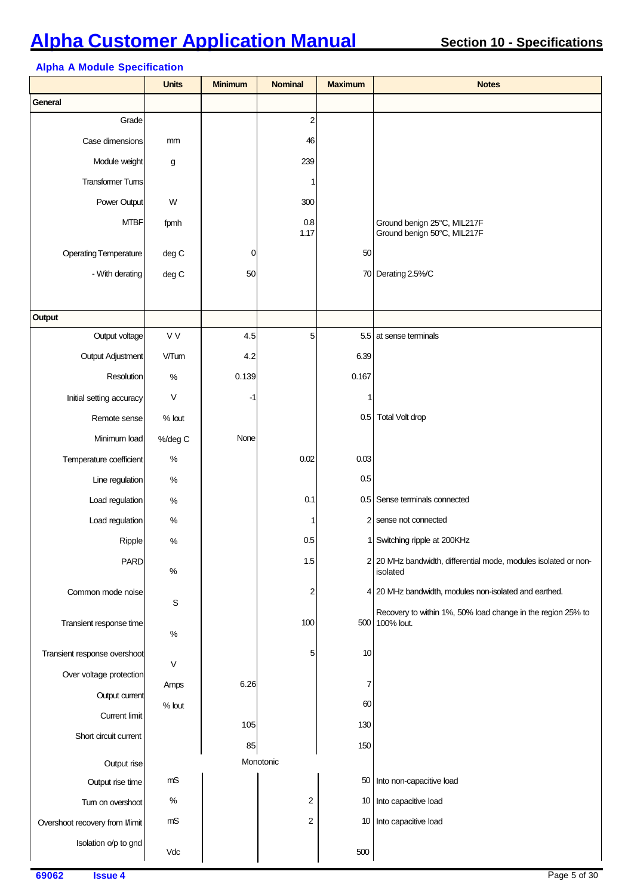# Alpha Customer Application Manual

## Section 10 - Specifications

### Alpha A Module Specification

| | Units | Minimum | Nominal | Maximum | Notes |
|---|---|---|---|---|---|
| **General** | | | | | |
| Grade | | | 2 | | |
| Case dimensions | mm | | 46 | | |
| Module weight | g | | 239 | | |
| Transformer Turns | | | 1 | | |
| Power Output | W | | 300 | | |
| MTBF | fpmh | | 0.8<br>1.17 | | Ground benign 25°C, MIL217F<br>Ground benign 50°C, MIL217F |
| Operating Temperature | deg C | 0 | | 50 | |
| - With derating | deg C | 50 | | 70 | Derating 2.5%/C |
| **Output** | | | | | |
| Output voltage | V V | 4.5 | 5 | 5.5 | at sense terminals |
| Output Adjustment | V/Turn | 4.2 | | 6.39 | |
| Resolution | % | 0.139 | | 0.167 | |
| Initial setting accuracy | V | -1 | | 1 | |
| Remote sense | % Iout | | | 0.5 | Total Volt drop |
| Minimum load | %/deg C | None | | | |
| Temperature coefficient | % | | 0.02 | 0.03 | |
| Line regulation | % | | | 0.5 | |
| Load regulation | % | | 0.1 | 0.5 | Sense terminals connected |
| Load regulation | % | | 1 | 2 | sense not connected |
| Ripple | % | | 0.5 | 1 | Switching ripple at 200KHz |
| PARD | % | | 1.5 | 2 | 20 MHz bandwidth, differential mode, modules isolated or non-isolated |
| Common mode noise | S | | 2 | 4 | 20 MHz bandwidth, modules non-isolated and earthed. |
| Transient response time | % | | 100 | 500 | Recovery to within 1%, 50% load change in the region 25% to 100% Iout. |
| Transient response overshoot | V | | 5 | 10 | |
| Over voltage protection | Amps | 6.26 | | 7 | |
| Output current | % Iout | | | 60 | |
| Current limit | | 105 | | 130 | |
| Short circuit current | | 85 | | 150 | |
| Output rise | | Monotonic | | | |
| Output rise time | mS | | | 50 | Into non-capacitive load |
| Turn on overshoot | % | | 2 | 10 | Into capacitive load |
| Overshoot recovery from I/limit | mS | | 2 | 10 | Into capacitive load |
| Isolation o/p to gnd | Vdc | | | 500 | |

69062 **Issue 4**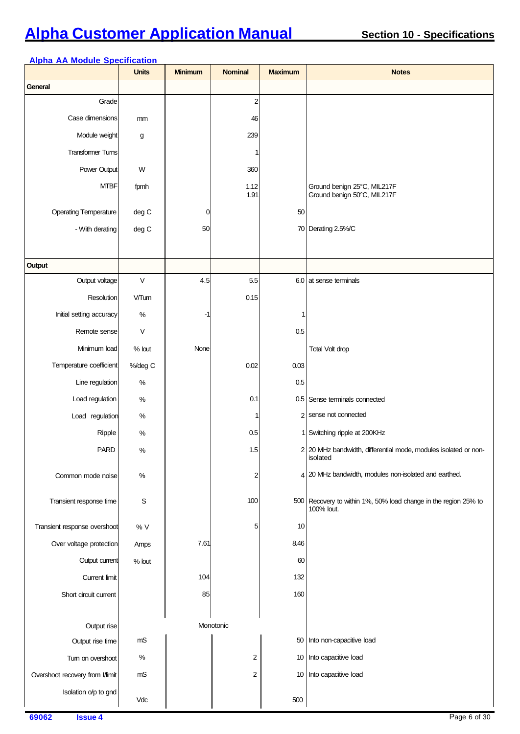## Alpha AA Module Specification

| | Units | Minimum | Nominal | Maximum | Notes |
|---|---|---|---|---|---|
| **General** | | | | | |
| Grade | | | 2 | | |
| Case dimensions | mm | | 46 | | |
| Module weight | g | | 239 | | |
| Transformer Turns | | | 1 | | |
| Power Output | W | | 360 | | |
| MTBF | fpmh | | 1.12<br>1.91 | | Ground benign 25°C, MIL217F<br>Ground benign 50°C, MIL217F |
| Operating Temperature | deg C | 0 | | 50 | |
| - With derating | deg C | 50 | | 70 | Derating 2.5%/C |
| **Output** | | | | | |
| Output voltage | V | 4.5 | 5.5 | 6.0 | at sense terminals |
| Resolution | V/Turn | | 0.15 | | |
| Initial setting accuracy | % | -1 | | 1 | |
| Remote sense | V | | | 0.5 | |
| Minimum load | % Iout | None | | | Total Volt drop |
| Temperature coefficient | %/deg C | | 0.02 | 0.03 | |
| Line regulation | % | | | 0.5 | |
| Load regulation | % | | 0.1 | 0.5 | Sense terminals connected |
| Load regulation | % | | 1 | 2 | sense not connected |
| Ripple | % | | 0.5 | 1 | Switching ripple at 200KHz |
| PARD | % | | 1.5 | 2 | 20 MHz bandwidth, differential mode, modules isolated or non-isolated |
| Common mode noise | % | | 2 | 4 | 20 MHz bandwidth, modules non-isolated and earthed. |
| Transient response time | S | | 100 | 500 | Recovery to within 1%, 50% load change in the region 25% to 100% Iout. |
| Transient response overshoot | % V | | 5 | 10 | |
| Over voltage protection | Amps | 7.61 | | 8.46 | |
| Output current | % Iout | | | 60 | |
| Current limit | | 104 | | 132 | |
| Short circuit current | | 85 | | 160 | |
| Output rise | | | Monotonic | | |
| Output rise time | mS | | | 50 | Into non-capacitive load |
| Turn on overshoot | % | | 2 | 10 | Into capacitive load |
| Overshoot recovery from I/limit | mS | | 2 | 10 | Into capacitive load |
| Isolation o/p to gnd | Vdc | | | 500 | |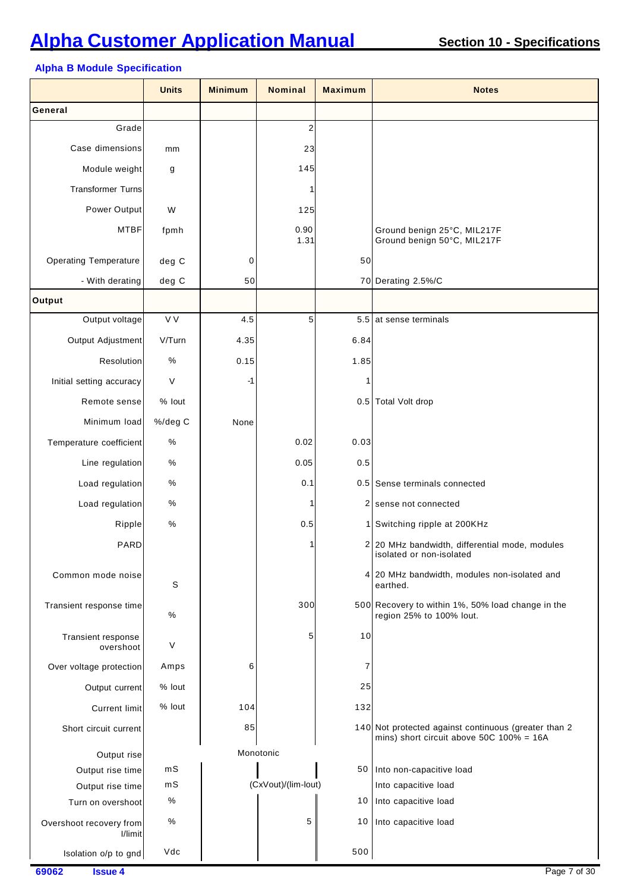## Alpha B Module Specification

| | Units | Minimum | Nominal | Maximum | Notes |
|---|---|---|---|---|---|
| **General** | | | | | |
| Grade | | | 2 | | |
| Case dimensions | mm | | 23 | | |
| Module weight | g | | 145 | | |
| Transformer Turns | | | 1 | | |
| Power Output | W | | 125 | | |
| MTBF | fpmh | | 0.90<br>1.31 | | Ground benign 25°C, MIL217F<br>Ground benign 50°C, MIL217F |
| Operating Temperature | deg C | 0 | | 50 | |
| - With derating | deg C | 50 | | 70 | Derating 2.5%/C |
| **Output** | | | | | |
| Output voltage | V V | 4.5 | 5 | 5.5 | at sense terminals |
| Output Adjustment | V/Turn | 4.35 | | 6.84 | |
| Resolution | % | 0.15 | | 1.85 | |
| Initial setting accuracy | V | -1 | | 1 | |
| Remote sense | % Iout | | | 0.5 | Total Volt drop |
| Minimum load | %/deg C | None | | | |
| Temperature coefficient | % | | 0.02 | 0.03 | |
| Line regulation | % | | 0.05 | 0.5 | |
| Load regulation | % | | 0.1 | 0.5 | Sense terminals connected |
| Load regulation | % | | 1 | 2 | sense not connected |
| Ripple | % | | 0.5 | 1 | Switching ripple at 200KHz |
| PARD | | | 1 | 2 | 20 MHz bandwidth, differential mode, modules isolated or non-isolated |
| Common mode noise | S | | | 4 | 20 MHz bandwidth, modules non-isolated and earthed. |
| Transient response time | % | | 300 | 500 | Recovery to within 1%, 50% load change in the region 25% to 100% Iout. |
| Transient response overshoot | V | | 5 | 10 | |
| Over voltage protection | Amps | 6 | | 7 | |
| Output current | % Iout | | | 25 | |
| Current limit | % Iout | 104 | | 132 | |
| Short circuit current | | 85 | | 140 | Not protected against continuous (greater than 2 mins) short circuit above 50C 100% = 16A |
| Output rise | | Monotonic | | | |
| Output rise time | mS | | | 50 | Into non-capacitive load |
| Output rise time | mS | | (CxVout)/(Iim-Iout) | | Into capacitive load |
| Turn on overshoot | % | | | 10 | Into capacitive load |
| Overshoot recovery from I/limit | % | | 5 | 10 | Into capacitive load |
| Isolation o/p to gnd | Vdc | | | 500 | |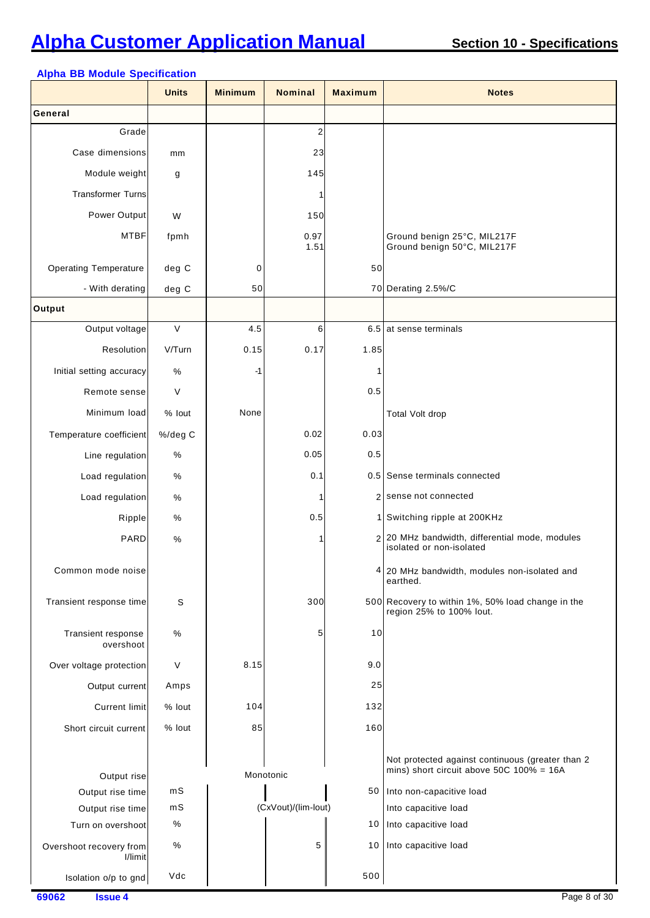## Section 10 - Specifications

### Alpha BB Module Specification

| | Units | Minimum | Nominal | Maximum | Notes |
|---|---|---|---|---|---|
| **General** | | | | | |
| Grade | | | 2 | | |
| Case dimensions | mm | | 23 | | |
| Module weight | g | | 145 | | |
| Transformer Turns | | | 1 | | |
| Power Output | W | | 150 | | |
| MTBF | fpmh | | 0.97<br>1.51 | | Ground benign 25°C, MIL217F<br>Ground benign 50°C, MIL217F |
| Operating Temperature | deg C | 0 | | 50 | |
| - With derating | deg C | 50 | | 70 | Derating 2.5%/C |
| **Output** | | | | | |
| Output voltage | V | 4.5 | 6 | 6.5 | at sense terminals |
| Resolution | V/Turn | 0.15 | 0.17 | 1.85 | |
| Initial setting accuracy | % | -1 | | 1 | |
| Remote sense | V | | | 0.5 | |
| Minimum load | % Iout | None | | | Total Volt drop |
| Temperature coefficient | %/deg C | | 0.02 | 0.03 | |
| Line regulation | % | | 0.05 | 0.5 | |
| Load regulation | % | | 0.1 | 0.5 | Sense terminals connected |
| Load regulation | % | | 1 | 2 | sense not connected |
| Ripple | % | | 0.5 | 1 | Switching ripple at 200KHz |
| PARD | % | | 1 | 2 | 20 MHz bandwidth, differential mode, modules isolated or non-isolated |
| Common mode noise | | | | 4 | 20 MHz bandwidth, modules non-isolated and earthed. |
| Transient response time | S | | 300 | 500 | Recovery to within 1%, 50% load change in the region 25% to 100% Iout. |
| Transient response overshoot | % | | 5 | 10 | |
| Over voltage protection | V | 8.15 | | 9.0 | |
| Output current | Amps | | | 25 | |
| Current limit | % Iout | 104 | | 132 | |
| Short circuit current | % Iout | 85 | | 160 | Not protected against continuous (greater than 2 mins) short circuit above 50C 100% = 16A |
| Output rise | | | Monotonic | | |
| Output rise time | mS | | | 50 | Into non-capacitive load |
| Output rise time | mS | | (CxVout)/(lim-Iout) | | Into capacitive load |
| Turn on overshoot | % | | | 10 | Into capacitive load |
| Overshoot recovery from I/limit | % | | 5 | 10 | Into capacitive load |
| Isolation o/p to gnd | Vdc | | | 500 | |

69062 Issue 4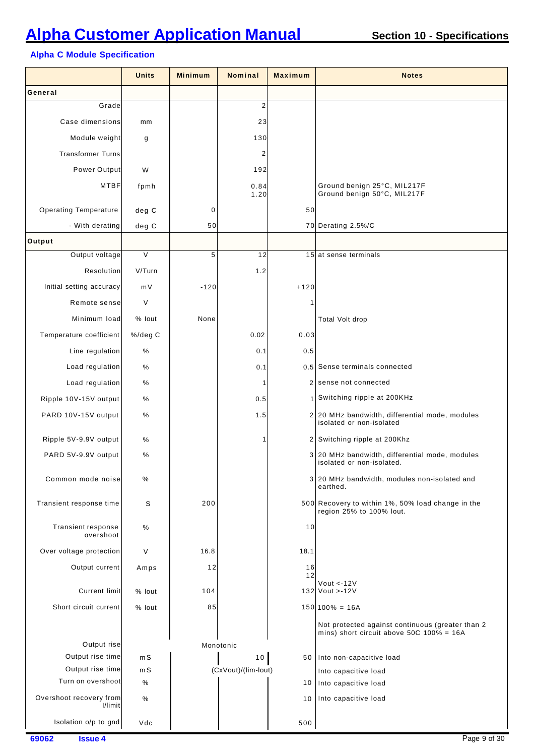## Alpha C Module Specification

| | Units | Minimum | Nominal | Maximum | Notes |
|---|---|---|---|---|---|
| **General** | | | | | |
| Grade | | | 2 | | |
| Case dimensions | mm | | 23 | | |
| Module weight | g | | 130 | | |
| Transformer Turns | | | 2 | | |
| Power Output | W | | 192 | | |
| MTBF | fpmh | | 0.84<br>1.20 | | Ground benign 25°C, MIL217F<br>Ground benign 50°C, MIL217F |
| Operating Temperature | deg C | 0 | | 50 | |
| - With derating | deg C | 50 | | 70 | Derating 2.5%/C |
| **Output** | | | | | |
| Output voltage | V | 5 | 12 | 15 | at sense terminals |
| Resolution | V/Turn | | 1.2 | | |
| Initial setting accuracy | mV | -120 | | +120 | |
| Remote sense | V | | | 1 | |
| Minimum load | % Iout | None | | | Total Volt drop |
| Temperature coefficient | %/deg C | | 0.02 | 0.03 | |
| Line regulation | % | | 0.1 | 0.5 | |
| Load regulation | % | | 0.1 | 0.5 | Sense terminals connected |
| Load regulation | % | | 1 | 2 | sense not connected |
| Ripple 10V-15V output | % | | 0.5 | 1 | Switching ripple at 200KHz |
| PARD 10V-15V output | % | | 1.5 | 2 | 20 MHz bandwidth, differential mode, modules isolated or non-isolated |
| Ripple 5V-9.9V output | % | | 1 | 2 | Switching ripple at 200Khz |
| PARD 5V-9.9V output | % | | | 3 | 20 MHz bandwidth, differential mode, modules isolated or non-isolated. |
| Common mode noise | % | | | 3 | 20 MHz bandwidth, modules non-isolated and earthed. |
| Transient response time | S | 200 | | 500 | Recovery to within 1%, 50% load change in the region 25% to 100% Iout. |
| Transient response overshoot | % | | | 10 | |
| Over voltage protection | V | 16.8 | | 18.1 | |
| Output current | Amps | 12 | | 16<br>12 | Vout <-12V<br>Vout >-12V |
| Current limit | % Iout | 104 | | 132 | |
| Short circuit current | % Iout | 85 | | 150 | 100% = 16A |
| | | | | | Not protected against continuous (greater than 2 mins) short circuit above 50C 100% = 16A |
| Output rise | | Monotonic | | | |
| Output rise time | mS | | 10 | 50 | Into non-capacitive load |
| Output rise time | mS | | (CxVout)/(lim-Iout) | | Into capacitive load |
| Turn on overshoot | % | | | 10 | Into capacitive load |
| Overshoot recovery from I/limit | % | | | 10 | Into capacitive load |
| Isolation o/p to gnd | Vdc | | | 500 | |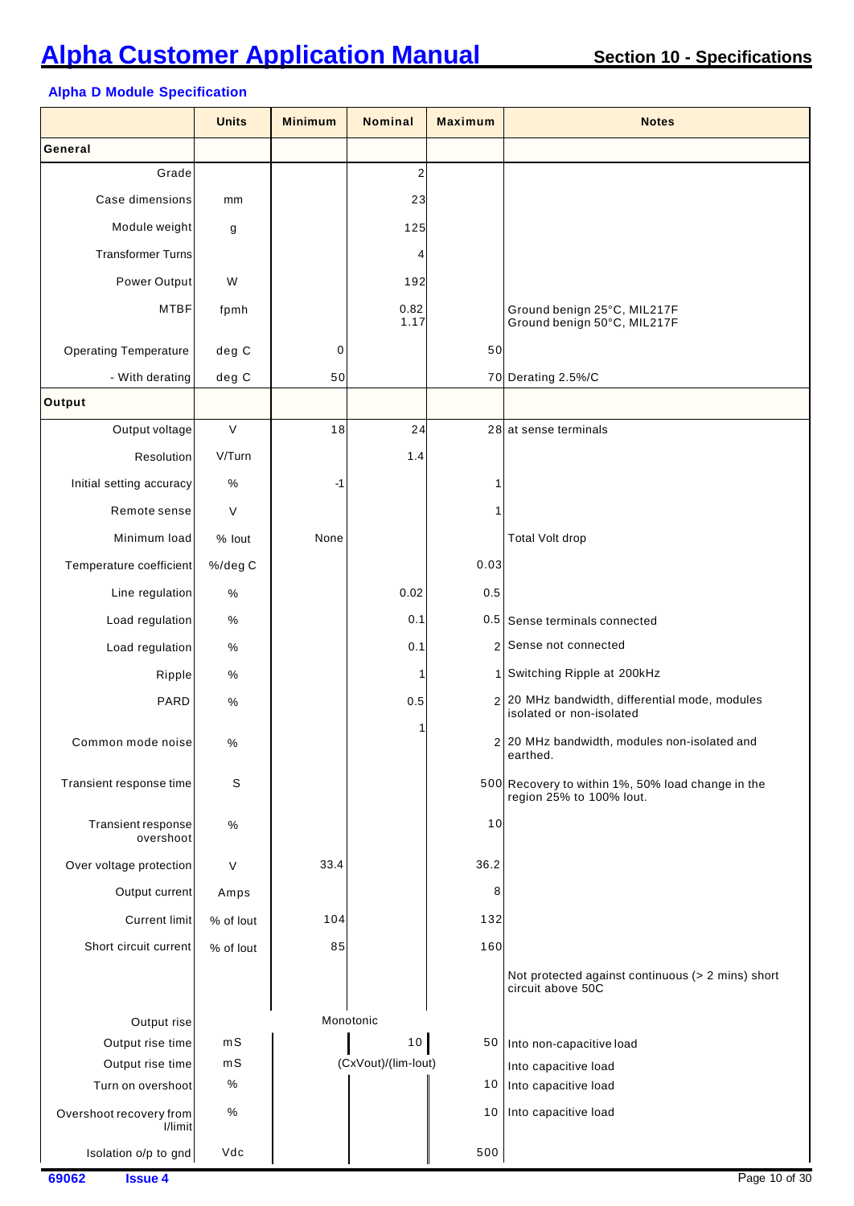# Alpha Customer Application Manual

## Section 10 - Specifications

### Alpha D Module Specification

| | Units | Minimum | Nominal | Maximum | Notes |
|---|---|---|---|---|---|
| **General** | | | | | |
| Grade | | | 2 | | |
| Case dimensions | mm | | 23 | | |
| Module weight | g | | 125 | | |
| Transformer Turns | | | 4 | | |
| Power Output | W | | 192 | | |
| MTBF | fpmh | | 0.82<br>1.17 | | Ground benign 25°C, MIL217F<br>Ground benign 50°C, MIL217F |
| Operating Temperature | deg C | 0 | | 50 | |
| - With derating | deg C | 50 | | 70 | Derating 2.5%/C |
| **Output** | | | | | |
| Output voltage | V | 18 | 24 | 28 | at sense terminals |
| Resolution | V/Turn | | 1.4 | | |
| Initial setting accuracy | % | -1 | | 1 | |
| Remote sense | V | | | 1 | |
| Minimum load | % Iout | None | | | Total Volt drop |
| Temperature coefficient | %/deg C | | | 0.03 | |
| Line regulation | % | | 0.02 | 0.5 | |
| Load regulation | % | | 0.1 | 0.5 | Sense terminals connected |
| Load regulation | % | | 0.1 | 2 | Sense not connected |
| Ripple | % | | 1 | 1 | Switching Ripple at 200kHz |
| PARD | % | | 0.5 | 2 | 20 MHz bandwidth, differential mode, modules isolated or non-isolated |
| Common mode noise | % | | 1 | 2 | 20 MHz bandwidth, modules non-isolated and earthed. |
| Transient response time | S | | | 500 | Recovery to within 1%, 50% load change in the region 25% to 100% Iout. |
| Transient response overshoot | % | | | 10 | |
| Over voltage protection | V | 33.4 | | 36.2 | |
| Output current | Amps | | | 8 | |
| Current limit | % of Iout | 104 | | 132 | |
| Short circuit current | % of Iout | 85 | | 160 | |
| | | | | | Not protected against continuous (> 2 mins) short circuit above 50C |
| Output rise | | Monotonic | | | |
| Output rise time | mS | | 10 | 50 | Into non-capacitive load |
| Output rise time | mS | | (CxVout)/(lim-Iout) | | Into capacitive load |
| Turn on overshoot | % | | | 10 | Into capacitive load |
| Overshoot recovery from I/limit | % | | | 10 | Into capacitive load |
| Isolation o/p to gnd | Vdc | | | 500 | |

69062 **Issue 4**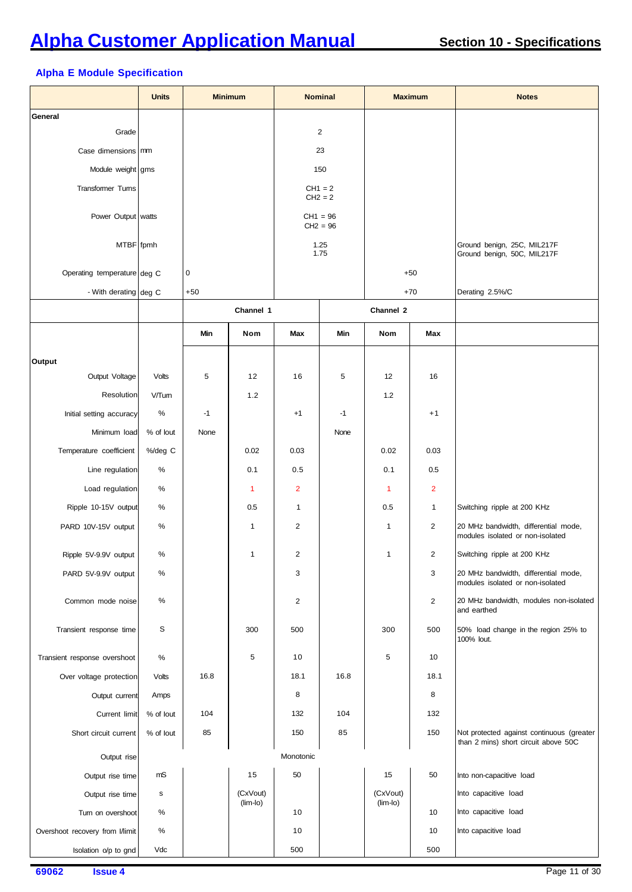## Alpha E Module Specification

| | Units | Minimum | | Nominal | | Maximum | | Notes |
|---|---|---|---|---|---|---|---|---|
| **General** | | | | | | | | |
| Grade | | | | 2 | | | | |
| Case dimensions | mm | | | 23 | | | | |
| Module weight | gms | | | 150 | | | | |
| Transformer Turns | | | | CH1 = 2<br>CH2 = 2 | | | | |
| Power Output | watts | | | CH1 = 96<br>CH2 = 96 | | | | |
| MTBF | fpmh | | | 1.25<br>1.75 | | | | Ground benign, 25C, MIL217F<br>Ground benign, 50C, MIL217F |
| Operating temperature | deg C | 0 | | | | +50 | | |
| - With derating | deg C | +50 | | | | +70 | | Derating 2.5%/C |
| | | Channel 1 | | | Channel 2 | | | |
| | | Min | Nom | Max | Min | Nom | Max | |
| **Output** | | | | | | | | |
| Output Voltage | Volts | 5 | 12 | 16 | 5 | 12 | 16 | |
| Resolution | V/Turn | | 1.2 | | | 1.2 | | |
| Initial setting accuracy | % | -1 | | +1 | -1 | | +1 | |
| Minimum load | % of Iout | None | | | None | | | |
| Temperature coefficient | %/deg C | | 0.02 | 0.03 | | 0.02 | 0.03 | |
| Line regulation | % | | 0.1 | 0.5 | | 0.1 | 0.5 | |
| Load regulation | % | | 1 | 2 | | 1 | 2 | |
| Ripple 10-15V output | % | | 0.5 | 1 | | 0.5 | 1 | Switching ripple at 200 KHz |
| PARD 10V-15V output | % | | 1 | 2 | | 1 | 2 | 20 MHz bandwidth, differential mode, modules isolated or non-isolated |
| Ripple 5V-9.9V output | % | | 1 | 2 | | 1 | 2 | Switching ripple at 200 KHz |
| PARD 5V-9.9V output | % | | | 3 | | | 3 | 20 MHz bandwidth, differential mode, modules isolated or non-isolated |
| Common mode noise | % | | | 2 | | | 2 | 20 MHz bandwidth, modules non-isolated and earthed |
| Transient response time | S | | 300 | 500 | | 300 | 500 | 50% load change in the region 25% to 100% Iout. |
| Transient response overshoot | % | | 5 | 10 | | 5 | 10 | |
| Over voltage protection | Volts | 16.8 | | 18.1 | 16.8 | | 18.1 | |
| Output current | Amps | | | 8 | | | 8 | |
| Current limit | % of Iout | 104 | | 132 | 104 | | 132 | |
| Short circuit current | % of Iout | 85 | | 150 | 85 | | 150 | Not protected against continuous (greater than 2 mins) short circuit above 50C |
| Output rise | | | | Monotonic | | | | |
| Output rise time | mS | | 15 | 50 | | 15 | 50 | Into non-capacitive load |
| Output rise time | s | | (CxVout)<br>(lim-lo) | | | (CxVout)<br>(lim-lo) | | Into capacitive load |
| Turn on overshoot | % | | | 10 | | | 10 | Into capacitive load |
| Overshoot recovery from I/limit | % | | | 10 | | | 10 | Into capacitive load |
| Isolation o/p to gnd | Vdc | | | 500 | | | 500 | |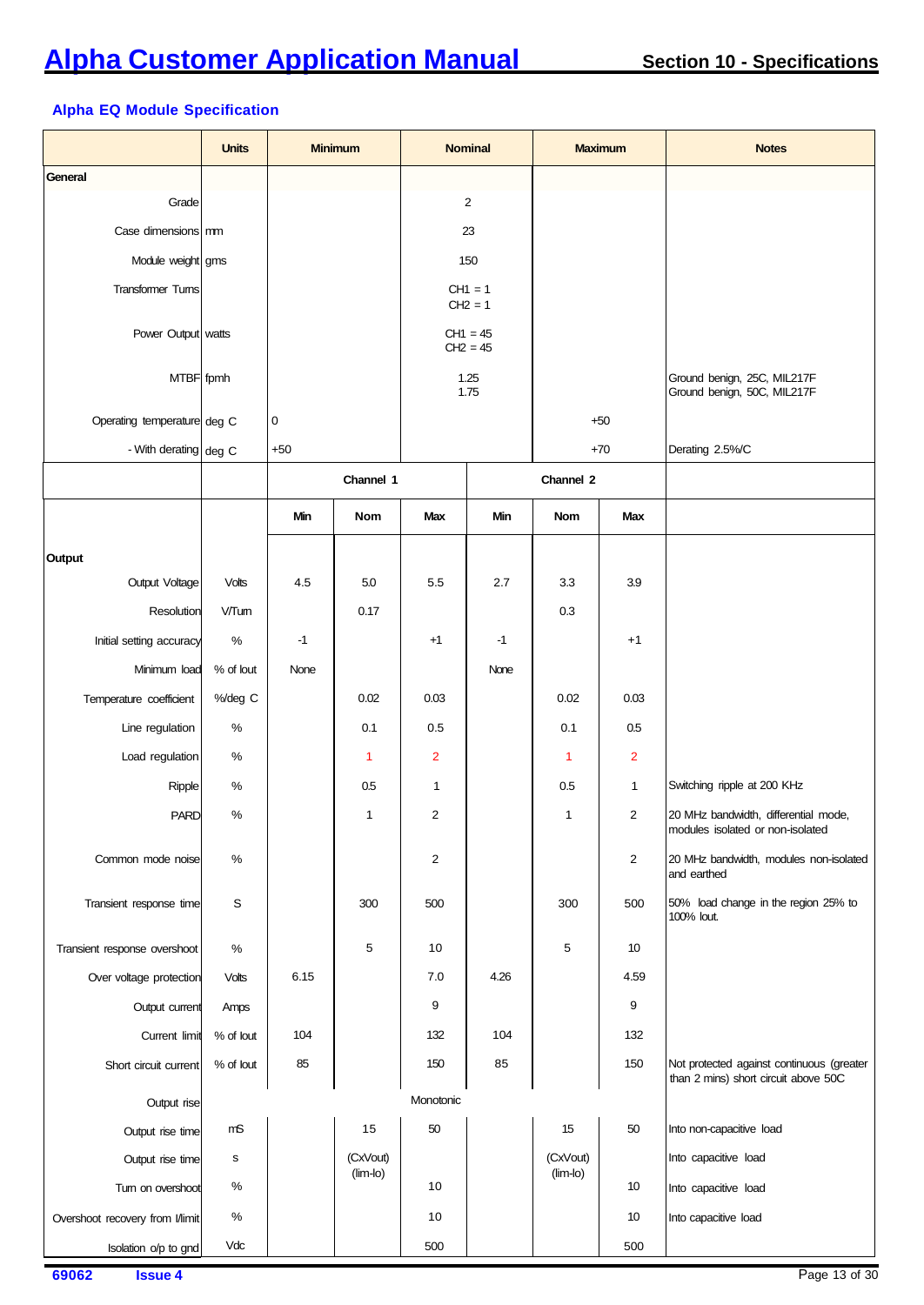## Alpha EQ Module Specification

| | Units | Minimum | | Nominal | | Maximum | | Notes |
|---|---|---|---|---|---|---|---|---|
| **General** | | | | | | | | |
| Grade | | | | 2 | | | | |
| Case dimensions | mm | | | 23 | | | | |
| Module weight | gms | | | 150 | | | | |
| Transformer Turns | | | | CH1 = 1<br>CH2 = 1 | | | | |
| Power Output | watts | | | CH1 = 45<br>CH2 = 45 | | | | |
| MTBF | fpmh | | | 1.25<br>1.75 | | | | Ground benign, 25C, MIL217F<br>Ground benign, 50C, MIL217F |
| Operating temperature | deg C | 0 | | | | +50 | | |
| - With derating | deg C | +50 | | | | +70 | | Derating 2.5%/C |
| | | Channel 1 | | | Channel 2 | | | |
| | | Min | Nom | Max | Min | Nom | Max | |
| **Output** | | | | | | | | |
| Output Voltage | Volts | 4.5 | 5.0 | 5.5 | 2.7 | 3.3 | 3.9 | |
| Resolution | V/Turn | | 0.17 | | | 0.3 | | |
| Initial setting accuracy | % | -1 | | +1 | -1 | | +1 | |
| Minimum load | % of Iout | None | | | None | | | |
| Temperature coefficient | %/deg C | | 0.02 | 0.03 | | 0.02 | 0.03 | |
| Line regulation | % | | 0.1 | 0.5 | | 0.1 | 0.5 | |
| Load regulation | % | | 1 | 2 | | 1 | 2 | |
| Ripple | % | | 0.5 | 1 | | 0.5 | 1 | Switching ripple at 200 KHz |
| PARD | % | | 1 | 2 | | 1 | 2 | 20 MHz bandwidth, differential mode, modules isolated or non-isolated |
| Common mode noise | % | | | 2 | | | 2 | 20 MHz bandwidth, modules non-isolated and earthed |
| Transient response time | S | | 300 | 500 | | 300 | 500 | 50% load change in the region 25% to 100% Iout. |
| Transient response overshoot | % | | 5 | 10 | | 5 | 10 | |
| Over voltage protection | Volts | 6.15 | | 7.0 | 4.26 | | 4.59 | |
| Output current | Amps | | | 9 | | | 9 | |
| Current limit | % of Iout | 104 | | 132 | 104 | | 132 | |
| Short circuit current | % of Iout | 85 | | 150 | 85 | | 150 | Not protected against continuous (greater than 2 mins) short circuit above 50C |
| Output rise | | | | Monotonic | | | | |
| Output rise time | mS | | 15 | 50 | | 15 | 50 | Into non-capacitive load |
| Output rise time | s | | (CxVout)<br>(lim-Io) | | | (CxVout)<br>(lim-Io) | | Into capacitive load |
| Turn on overshoot | % | | | 10 | | | 10 | Into capacitive load |
| Overshoot recovery from I/limit | % | | | 10 | | | 10 | Into capacitive load |
| Isolation o/p to gnd | Vdc | | | 500 | | | 500 | |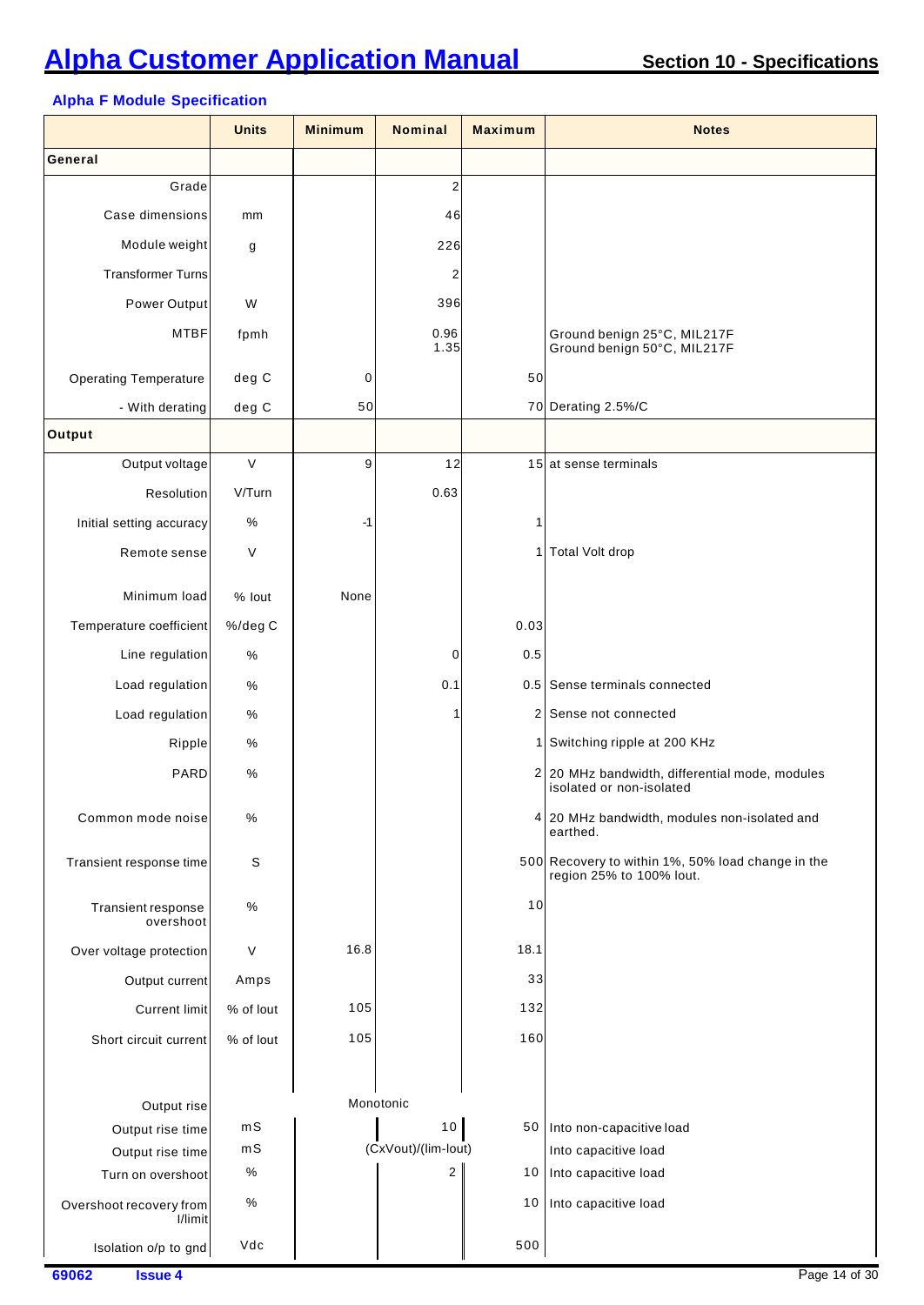### Alpha F Module Specification

| | Units | Minimum | Nominal | Maximum | Notes |
|---|---|---|---|---|---|
| **General** | | | | | |
| Grade | | | 2 | | |
| Case dimensions | mm | | 46 | | |
| Module weight | g | | 226 | | |
| Transformer Turns | | | 2 | | |
| Power Output | W | | 396 | | |
| MTBF | fpmh | | 0.96<br>1.35 | | Ground benign 25°C, MIL217F<br>Ground benign 50°C, MIL217F |
| Operating Temperature | deg C | 0 | | 50 | |
| - With derating | deg C | 50 | | 70 | Derating 2.5%/C |
| **Output** | | | | | |
| Output voltage | V | 9 | 12 | 15 | at sense terminals |
| Resolution | V/Turn | | 0.63 | | |
| Initial setting accuracy | % | -1 | | 1 | |
| Remote sense | V | | | 1 | Total Volt drop |
| Minimum load | % Iout | None | | | |
| Temperature coefficient | %/deg C | | | 0.03 | |
| Line regulation | % | | 0 | 0.5 | |
| Load regulation | % | | 0.1 | 0.5 | Sense terminals connected |
| Load regulation | % | | 1 | 2 | Sense not connected |
| Ripple | % | | | 1 | Switching ripple at 200 KHz |
| PARD | % | | | 2 | 20 MHz bandwidth, differential mode, modules isolated or non-isolated |
| Common mode noise | % | | | 4 | 20 MHz bandwidth, modules non-isolated and earthed. |
| Transient response time | S | | | 500 | Recovery to within 1%, 50% load change in the region 25% to 100% Iout. |
| Transient response overshoot | % | | | 10 | |
| Over voltage protection | V | 16.8 | | 18.1 | |
| Output current | Amps | | | 33 | |
| Current limit | % of Iout | 105 | | 132 | |
| Short circuit current | % of Iout | 105 | | 160 | |
| Output rise | | Monotonic | | | |
| Output rise time | mS | | 10 | 50 | Into non-capacitive load |
| Output rise time | mS | | (CxVout)/(Iim-Iout) | | Into capacitive load |
| Turn on overshoot | % | | 2 | 10 | Into capacitive load |
| Overshoot recovery from I/limit | % | | | 10 | Into capacitive load |
| Isolation o/p to gnd | Vdc | | | 500 | |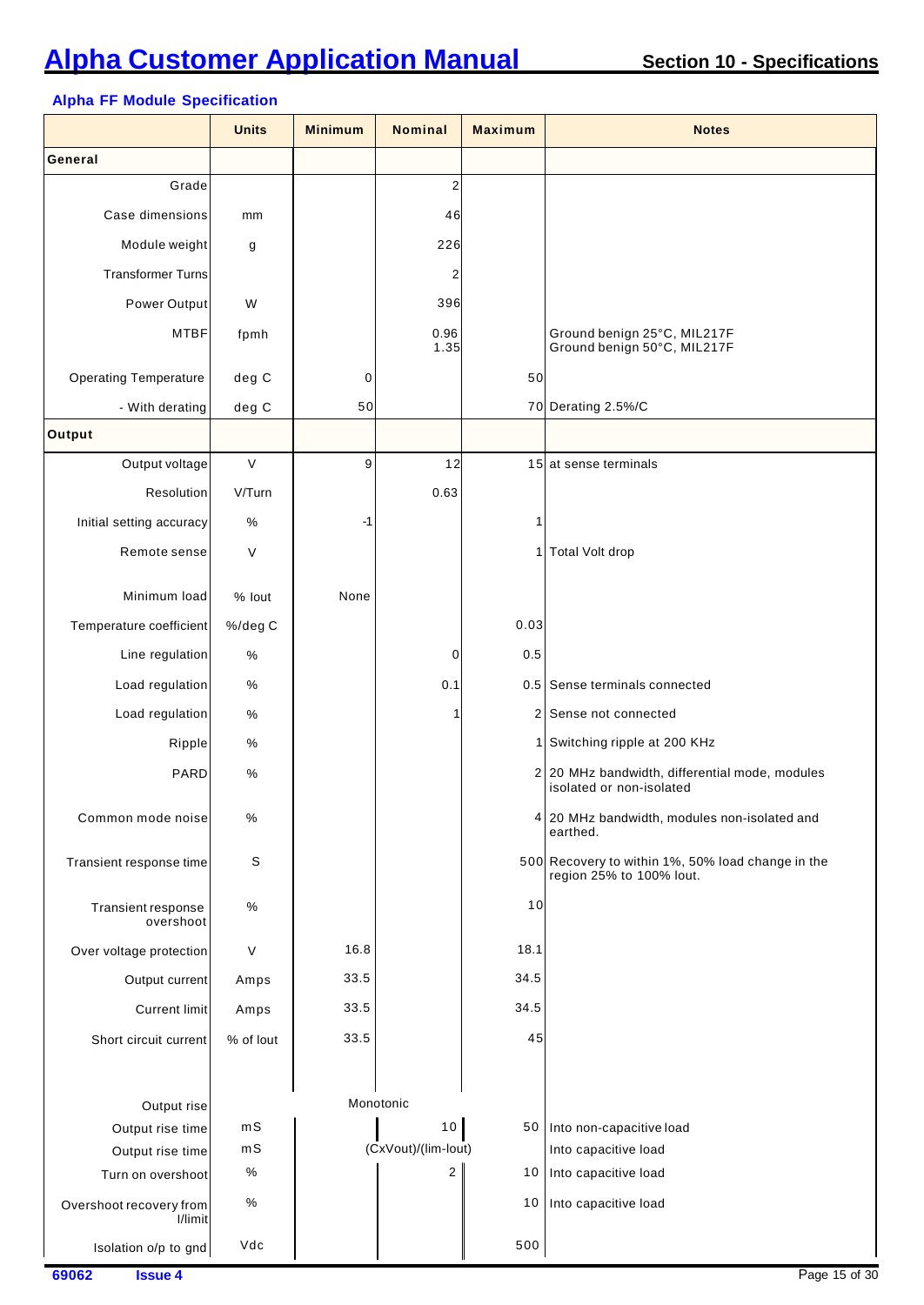## Alpha FF Module Specification

| | Units | Minimum | Nominal | Maximum | Notes |
|---|---|---|---|---|---|
| **General** | | | | | |
| Grade | | | 2 | | |
| Case dimensions | mm | | 46 | | |
| Module weight | g | | 226 | | |
| Transformer Turns | | | 2 | | |
| Power Output | W | | 396 | | |
| MTBF | fpmh | | 0.96<br>1.35 | | Ground benign 25°C, MIL217F<br>Ground benign 50°C, MIL217F |
| Operating Temperature | deg C | 0 | | 50 | |
| - With derating | deg C | 50 | | 70 | Derating 2.5%/C |
| **Output** | | | | | |
| Output voltage | V | 9 | 12 | 15 | at sense terminals |
| Resolution | V/Turn | | 0.63 | | |
| Initial setting accuracy | % | -1 | | 1 | |
| Remote sense | V | | | 1 | Total Volt drop |
| Minimum load | % Iout | None | | | |
| Temperature coefficient | %/deg C | | | 0.03 | |
| Line regulation | % | | 0 | 0.5 | |
| Load regulation | % | | 0.1 | 0.5 | Sense terminals connected |
| Load regulation | % | | 1 | 2 | Sense not connected |
| Ripple | % | | | 1 | Switching ripple at 200 KHz |
| PARD | % | | | 2 | 20 MHz bandwidth, differential mode, modules isolated or non-isolated |
| Common mode noise | % | | | 4 | 20 MHz bandwidth, modules non-isolated and earthed. |
| Transient response time | S | | | 500 | Recovery to within 1%, 50% load change in the region 25% to 100% Iout. |
| Transient response overshoot | % | | | 10 | |
| Over voltage protection | V | 16.8 | | 18.1 | |
| Output current | Amps | 33.5 | | 34.5 | |
| Current limit | Amps | 33.5 | | 34.5 | |
| Short circuit current | % of Iout | 33.5 | | 45 | |
| Output rise | | Monotonic | | | |
| Output rise time | mS | | 10 | 50 | Into non-capacitive load |
| Output rise time | mS | | (CxVout)/(lim-Iout) | | Into capacitive load |
| Turn on overshoot | % | | 2 | 10 | Into capacitive load |
| Overshoot recovery from I/limit | % | | | 10 | Into capacitive load |
| Isolation o/p to gnd | Vdc | | | 500 | |

69062 Issue 4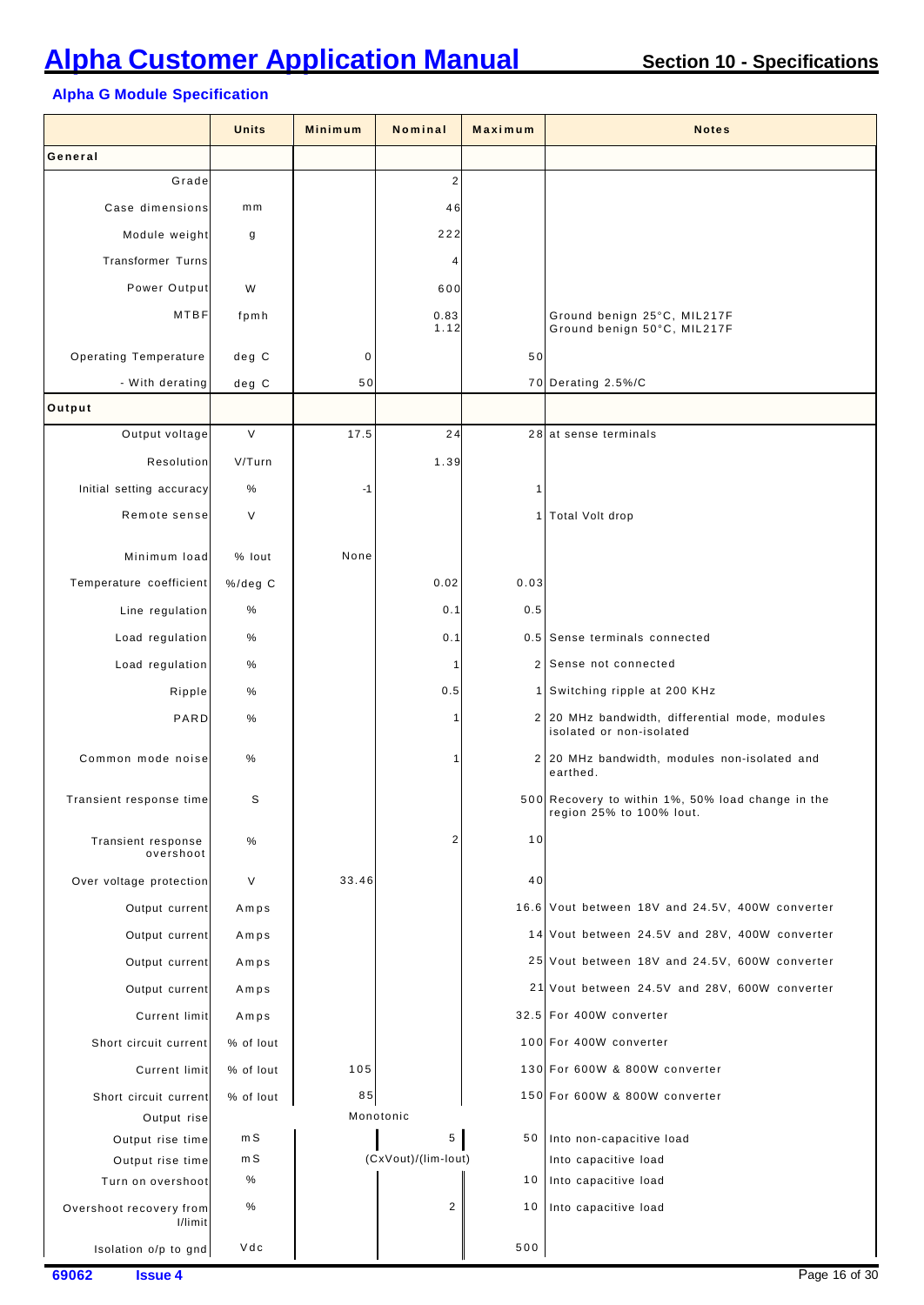# Alpha Customer Application Manual

## Section 10 - Specifications

### Alpha G Module Specification

| | Units | Minimum | Nominal | Maximum | Notes |
|---|---|---|---|---|---|
| **General** | | | | | |
| Grade | | | 2 | | |
| Case dimensions | mm | | 46 | | |
| Module weight | g | | 222 | | |
| Transformer Turns | | | 4 | | |
| Power Output | W | | 600 | | |
| MTBF | fpmh | | 0.83<br>1.12 | | Ground benign 25°C, MIL217F<br>Ground benign 50°C, MIL217F |
| Operating Temperature | deg C | 0 | | 50 | |
| - With derating | deg C | 50 | | 70 | Derating 2.5%/C |
| **Output** | | | | | |
| Output voltage | V | 17.5 | 24 | 28 | at sense terminals |
| Resolution | V/Turn | | 1.39 | | |
| Initial setting accuracy | % | -1 | | 1 | |
| Remote sense | V | | | 1 | Total Volt drop |
| Minimum load | % Iout | None | | | |
| Temperature coefficient | %/deg C | | 0.02 | 0.03 | |
| Line regulation | % | | 0.1 | 0.5 | |
| Load regulation | % | | 0.1 | 0.5 | Sense terminals connected |
| Load regulation | % | | 1 | 2 | Sense not connected |
| Ripple | % | | 0.5 | 1 | Switching ripple at 200 KHz |
| PARD | % | | 1 | 2 | 20 MHz bandwidth, differential mode, modules isolated or non-isolated |
| Common mode noise | % | | 1 | 2 | 20 MHz bandwidth, modules non-isolated and earthed. |
| Transient response time | S | | | 500 | Recovery to within 1%, 50% load change in the region 25% to 100% Iout. |
| Transient response overshoot | % | | 2 | 10 | |
| Over voltage protection | V | 33.46 | | 40 | |
| Output current | Amps | | | 16.6 | Vout between 18V and 24.5V, 400W converter |
| Output current | Amps | | | 14 | Vout between 24.5V and 28V, 400W converter |
| Output current | Amps | | | 25 | Vout between 18V and 24.5V, 600W converter |
| Output current | Amps | | | 21 | Vout between 24.5V and 28V, 600W converter |
| Current limit | Amps | | | 32.5 | For 400W converter |
| Short circuit current | % of Iout | | | 100 | For 400W converter |
| Current limit | % of Iout | 105 | | 130 | For 600W & 800W converter |
| Short circuit current | % of Iout | 85 | | 150 | For 600W & 800W converter |
| Output rise | | Monotonic | | | |
| Output rise time | mS | | 5 | 50 | Into non-capacitive load |
| Output rise time | mS | | (CxVout)/(lim-Iout) | | Into capacitive load |
| Turn on overshoot | % | | | 10 | Into capacitive load |
| Overshoot recovery from I/limit | % | | 2 | 10 | Into capacitive load |
| Isolation o/p to gnd | Vdc | | | 500 | |

69062 Issue 4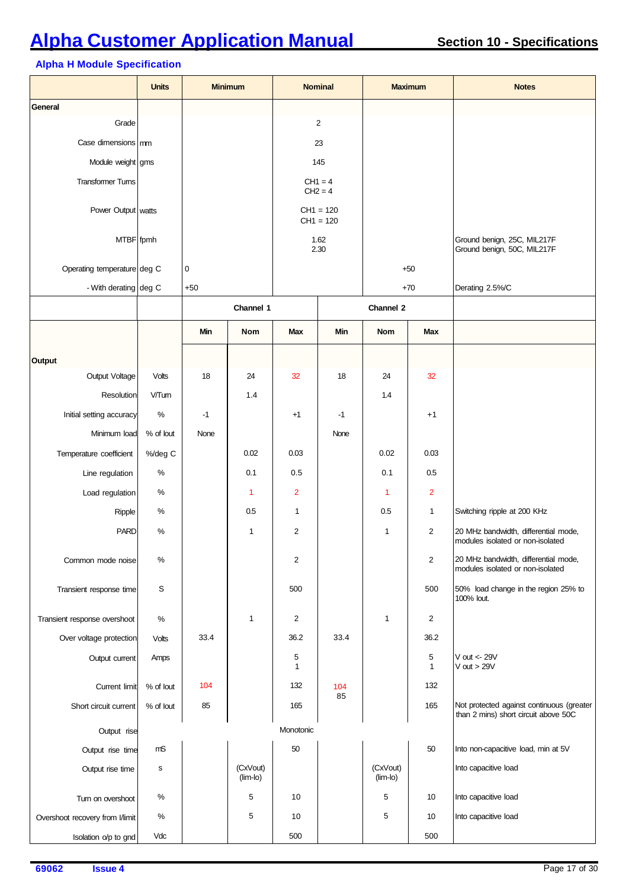## Alpha H Module Specification

| | Units | Minimum | | Nominal | | Maximum | | Notes |
|---|---|---|---|---|---|---|---|---|
| **General** | | | | | | | | |
| Grade | | | | 2 | | | | |
| Case dimensions | mm | | | 23 | | | | |
| Module weight | gms | | | 145 | | | | |
| Transformer Turns | | | | CH1 = 4<br>CH2 = 4 | | | | |
| Power Output | watts | | | CH1 = 120<br>CH1 = 120 | | | | |
| MTBF | fpmh | | | 1.62<br>2.30 | | | | Ground benign, 25C, MIL217F<br>Ground benign, 50C, MIL217F |
| Operating temperature | deg C | 0 | | | | +50 | | |
| - With derating | deg C | +50 | | | | +70 | | Derating 2.5%/C |
| | | Channel 1 | | | Channel 2 | | | |
| | | Min | Nom | Max | Min | Nom | Max | |
| **Output** | | | | | | | | |
| Output Voltage | Volts | 18 | 24 | 32 | 18 | 24 | 32 | |
| Resolution | V/Turn | | 1.4 | | | 1.4 | | |
| Initial setting accuracy | % | -1 | | +1 | -1 | | +1 | |
| Minimum load | % of Iout | None | | | None | | | |
| Temperature coefficient | %/deg C | | 0.02 | 0.03 | | 0.02 | 0.03 | |
| Line regulation | % | | 0.1 | 0.5 | | 0.1 | 0.5 | |
| Load regulation | % | | 1 | 2 | | 1 | 2 | |
| Ripple | % | | 0.5 | 1 | | 0.5 | 1 | Switching ripple at 200 KHz |
| PARD | % | | 1 | 2 | | 1 | 2 | 20 MHz bandwidth, differential mode, modules isolated or non-isolated |
| Common mode noise | % | | | 2 | | | 2 | 20 MHz bandwidth, differential mode, modules isolated or non-isolated |
| Transient response time | S | | | 500 | | | 500 | 50% load change in the region 25% to 100% Iout. |
| Transient response overshoot | % | | 1 | 2 | | 1 | 2 | |
| Over voltage protection | Volts | 33.4 | | 36.2 | 33.4 | | 36.2 | |
| Output current | Amps | | | 5<br>1 | | | 5<br>1 | V out <- 29V<br>V out > 29V |
| Current limit | % of Iout | 104 | | 132 | 104 | | 132 | |
| Short circuit current | % of Iout | 85 | | 165 | 85 | | 165 | Not protected against continuous (greater than 2 mins) short circuit above 50C |
| Output rise | | | | Monotonic | | | | |
| Output rise time | mS | | | 50 | | | 50 | Into non-capacitive load, min at 5V |
| Output rise time | s | | (CxVout)<br>(lim-lo) | | | (CxVout)<br>(lim-lo) | | Into capacitive load |
| Turn on overshoot | % | | 5 | 10 | | 5 | 10 | Into capacitive load |
| Overshoot recovery from I/limit | % | | 5 | 10 | | 5 | 10 | Into capacitive load |
| Isolation o/p to gnd | Vdc | | | 500 | | | 500 | |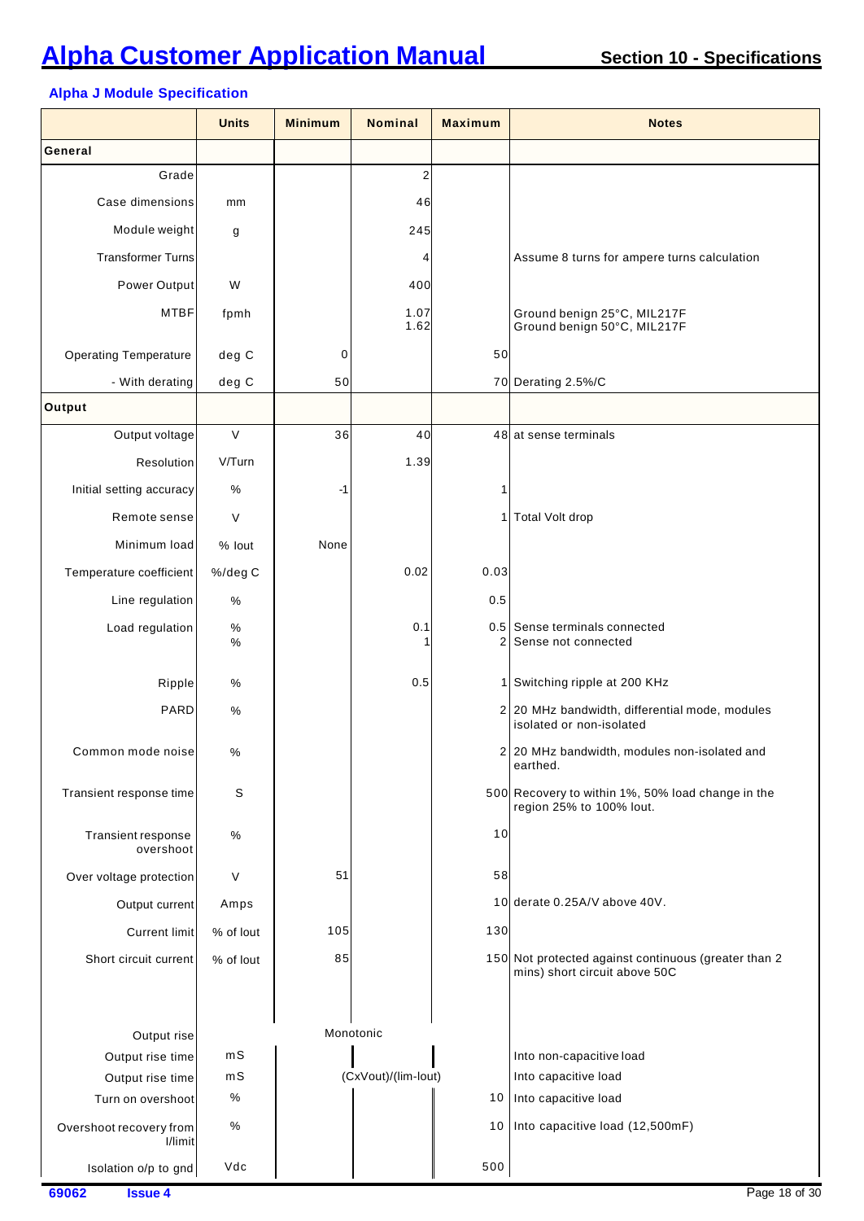# Alpha Customer Application Manual

## Section 10 - Specifications

### Alpha J Module Specification

| | Units | Minimum | Nominal | Maximum | Notes |
|---|---|---|---|---|---|
| **General** | | | | | |
| Grade | | | 2 | | |
| Case dimensions | mm | | 46 | | |
| Module weight | g | | 245 | | |
| Transformer Turns | | | 4 | | Assume 8 turns for ampere turns calculation |
| Power Output | W | | 400 | | |
| MTBF | fpmh | | 1.07<br>1.62 | | Ground benign 25°C, MIL217F<br>Ground benign 50°C, MIL217F |
| Operating Temperature | deg C | 0 | | 50 | |
| - With derating | deg C | 50 | | 70 | Derating 2.5%/C |
| **Output** | | | | | |
| Output voltage | V | 36 | 40 | 48 | at sense terminals |
| Resolution | V/Turn | | 1.39 | | |
| Initial setting accuracy | % | -1 | | 1 | |
| Remote sense | V | | | 1 | Total Volt drop |
| Minimum load | % Iout | None | | | |
| Temperature coefficient | %/deg C | | 0.02 | 0.03 | |
| Line regulation | % | | | 0.5 | |
| Load regulation | %<br>% | | 0.1<br>1 | 0.5<br>2 | Sense terminals connected<br>Sense not connected |
| Ripple | % | | 0.5 | 1 | Switching ripple at 200 KHz |
| PARD | % | | | 2 | 20 MHz bandwidth, differential mode, modules isolated or non-isolated |
| Common mode noise | % | | | 2 | 20 MHz bandwidth, modules non-isolated and earthed. |
| Transient response time | S | | | 500 | Recovery to within 1%, 50% load change in the region 25% to 100% Iout. |
| Transient response overshoot | % | | | 10 | |
| Over voltage protection | V | 51 | | 58 | |
| Output current | Amps | | | 10 | derate 0.25A/V above 40V. |
| Current limit | % of Iout | 105 | | 130 | |
| Short circuit current | % of Iout | 85 | | 150 | Not protected against continuous (greater than 2 mins) short circuit above 50C |
| Output rise | | Monotonic | | | |
| Output rise time | mS | | | | Into non-capacitive load |
| Output rise time | mS | | (CxVout)/(lim-Iout) | | Into capacitive load |
| Turn on overshoot | % | | | 10 | Into capacitive load |
| Overshoot recovery from I/limit | % | | | 10 | Into capacitive load (12,500mF) |
| Isolation o/p to gnd | Vdc | | | 500 | |

69062 Issue 4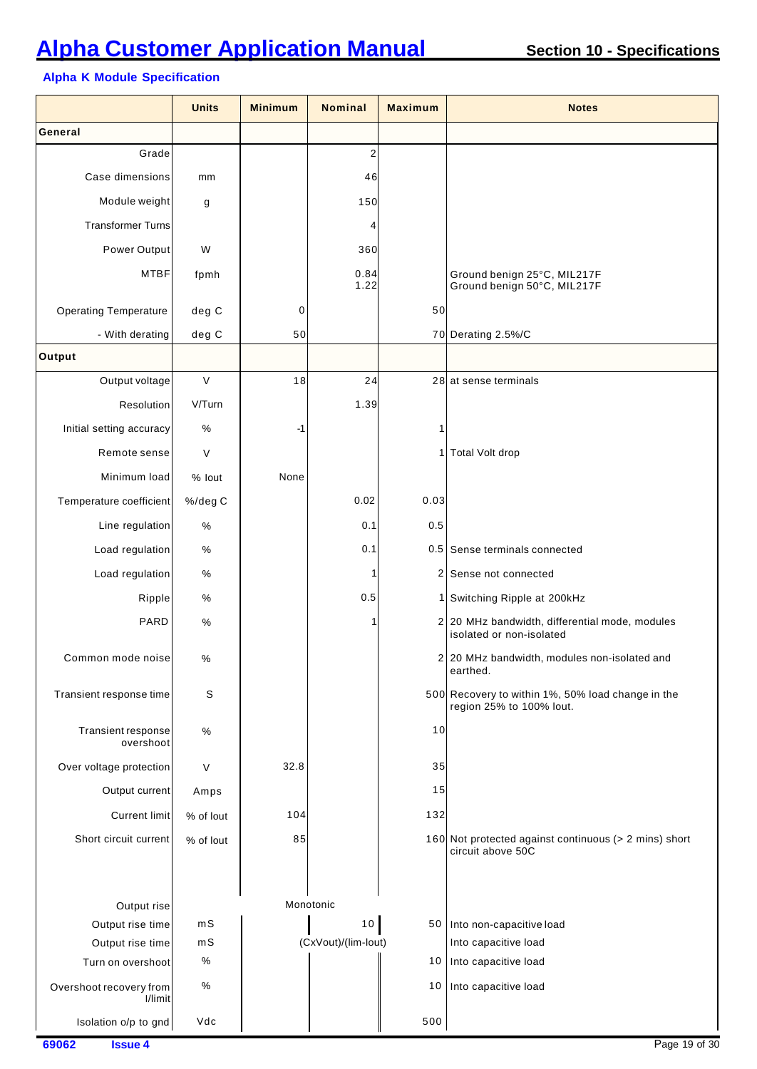# Alpha Customer Application Manual

## Section 10 - Specifications

### Alpha K Module Specification

| | Units | Minimum | Nominal | Maximum | Notes |
|---|---|---|---|---|---|
| **General** | | | | | |
| Grade | | | 2 | | |
| Case dimensions | mm | | 46 | | |
| Module weight | g | | 150 | | |
| Transformer Turns | | | 4 | | |
| Power Output | W | | 360 | | |
| MTBF | fpmh | | 0.84<br>1.22 | | Ground benign 25°C, MIL217F<br>Ground benign 50°C, MIL217F |
| Operating Temperature | deg C | 0 | | 50 | |
| - With derating | deg C | 50 | | 70 | Derating 2.5%/C |
| **Output** | | | | | |
| Output voltage | V | 18 | 24 | 28 | at sense terminals |
| Resolution | V/Turn | | 1.39 | | |
| Initial setting accuracy | % | -1 | | 1 | |
| Remote sense | V | | | 1 | Total Volt drop |
| Minimum load | % Iout | None | | | |
| Temperature coefficient | %/deg C | | 0.02 | 0.03 | |
| Line regulation | % | | 0.1 | 0.5 | |
| Load regulation | % | | 0.1 | 0.5 | Sense terminals connected |
| Load regulation | % | | 1 | 2 | Sense not connected |
| Ripple | % | | 0.5 | 1 | Switching Ripple at 200kHz |
| PARD | % | | 1 | 2 | 20 MHz bandwidth, differential mode, modules isolated or non-isolated |
| Common mode noise | % | | | 2 | 20 MHz bandwidth, modules non-isolated and earthed. |
| Transient response time | S | | | 500 | Recovery to within 1%, 50% load change in the region 25% to 100% Iout. |
| Transient response overshoot | % | | | 10 | |
| Over voltage protection | V | 32.8 | | 35 | |
| Output current | Amps | | | 15 | |
| Current limit | % of Iout | 104 | | 132 | |
| Short circuit current | % of Iout | 85 | | 160 | Not protected against continuous (> 2 mins) short circuit above 50C |
| Output rise | | | Monotonic | | |
| Output rise time | mS | | 10 | 50 | Into non-capacitive load |
| Output rise time | mS | | (CxVout)/(lim-Iout) | | Into capacitive load |
| Turn on overshoot | % | | | 10 | Into capacitive load |
| Overshoot recovery from I/limit | % | | | 10 | Into capacitive load |
| Isolation o/p to gnd | Vdc | | | 500 | |

69062 **Issue 4**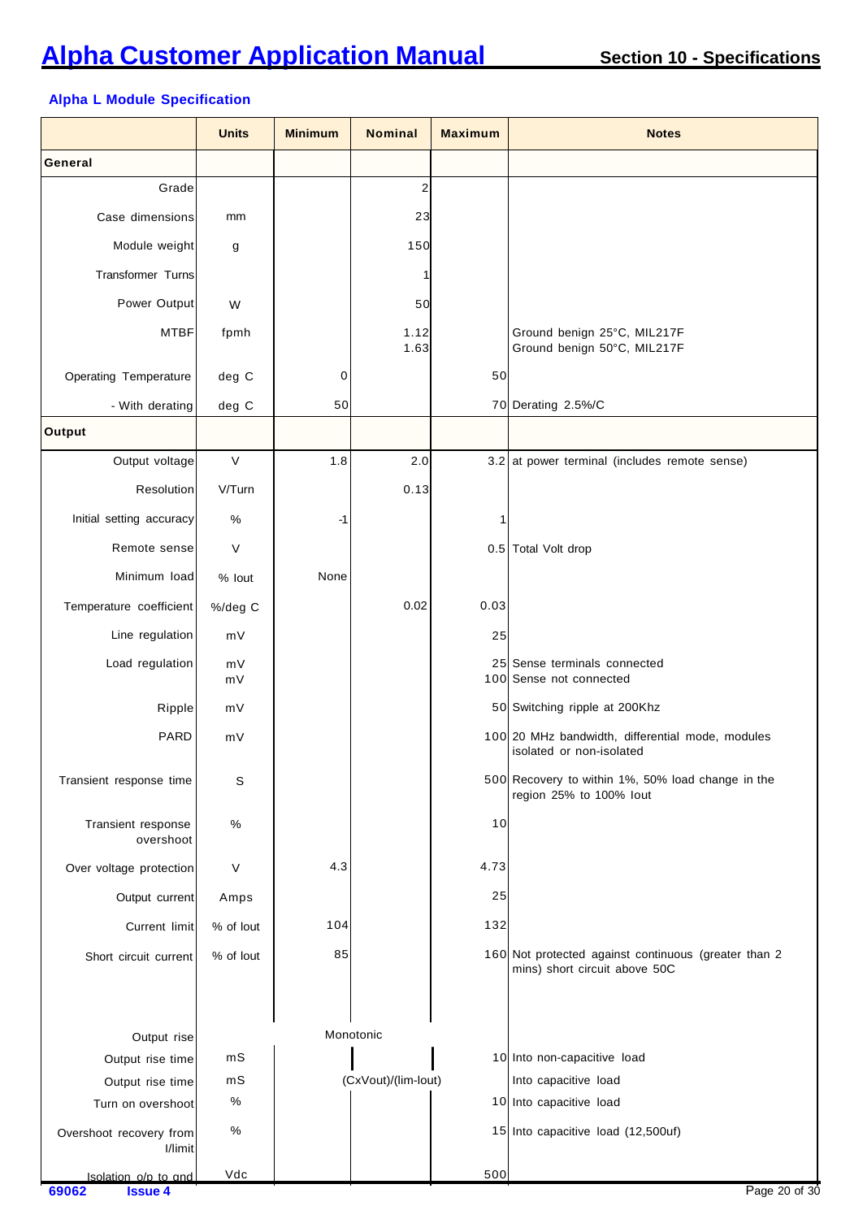# Alpha Customer Application Manual

## Section 10 - Specifications

### Alpha L Module Specification

| | Units | Minimum | Nominal | Maximum | Notes |
|---|---|---|---|---|---|
| **General** | | | | | |
| Grade | | | 2 | | |
| Case dimensions | mm | | 23 | | |
| Module weight | g | | 150 | | |
| Transformer Turns | | | 1 | | |
| Power Output | W | | 50 | | |
| MTBF | fpmh | | 1.12<br>1.63 | | Ground benign 25°C, MIL217F<br>Ground benign 50°C, MIL217F |
| Operating Temperature | deg C | 0 | | 50 | |
| - With derating | deg C | 50 | | 70 | Derating 2.5%/C |
| **Output** | | | | | |
| Output voltage | V | 1.8 | 2.0 | 3.2 | at power terminal (includes remote sense) |
| Resolution | V/Turn | | 0.13 | | |
| Initial setting accuracy | % | -1 | | 1 | |
| Remote sense | V | | | 0.5 | Total Volt drop |
| Minimum load | % Iout | None | | | |
| Temperature coefficient | %/deg C | | 0.02 | 0.03 | |
| Line regulation | mV | | | 25 | |
| Load regulation | mV<br>mV | | | 25<br>100 | Sense terminals connected<br>Sense not connected |
| Ripple | mV | | | 50 | Switching ripple at 200Khz |
| PARD | mV | | | 100 | 20 MHz bandwidth, differential mode, modules isolated or non-isolated |
| Transient response time | S | | | 500 | Recovery to within 1%, 50% load change in the region 25% to 100% Iout |
| Transient response overshoot | % | | | 10 | |
| Over voltage protection | V | 4.3 | | 4.73 | |
| Output current | Amps | | | 25 | |
| Current limit | % of Iout | 104 | | 132 | |
| Short circuit current | % of Iout | 85 | | 160 | Not protected against continuous (greater than 2 mins) short circuit above 50C |
| Output rise | | Monotonic | | | |
| Output rise time | mS | | | 10 | Into non-capacitive load |
| Output rise time | mS | | (CxVout)/(lim-Iout) | | Into capacitive load |
| Turn on overshoot | % | | | 10 | Into capacitive load |
| Overshoot recovery from I/limit | % | | | 15 | Into capacitive load (12,500uf) |
| Isolation o/p to gnd | Vdc | | | 500 | |

69062 Issue 4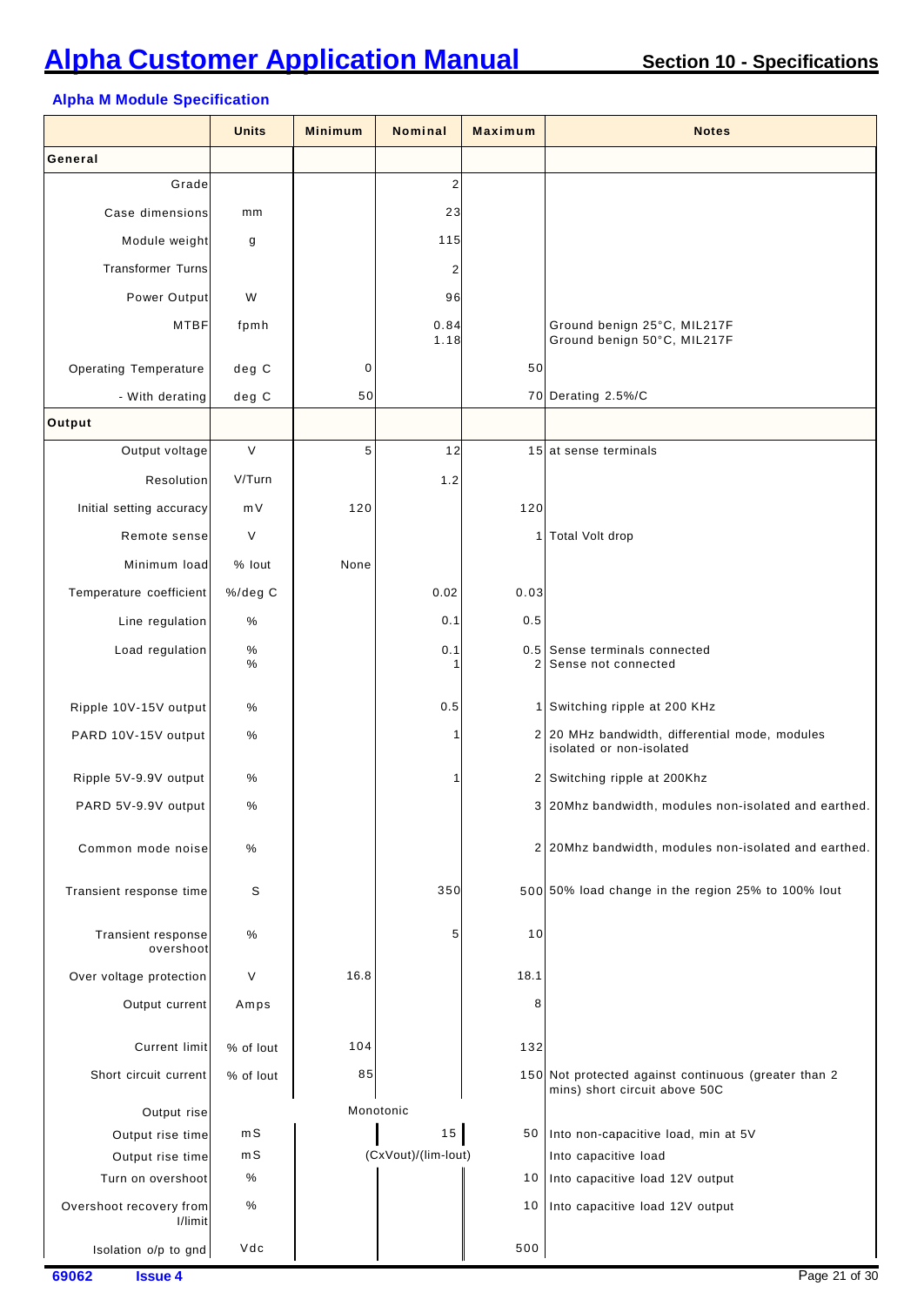# Alpha Customer Application Manual

## Section 10 - Specifications

### Alpha M Module Specification

| | Units | Minimum | Nominal | Maximum | Notes |
|---|---|---|---|---|---|
| **General** | | | | | |
| Grade | | | 2 | | |
| Case dimensions | mm | | 23 | | |
| Module weight | g | | 115 | | |
| Transformer Turns | | | 2 | | |
| Power Output | W | | 96 | | |
| MTBF | fpmh | | 0.84<br>1.18 | | Ground benign 25°C, MIL217F<br>Ground benign 50°C, MIL217F |
| Operating Temperature | deg C | 0 | | 50 | |
| - With derating | deg C | 50 | | 70 | Derating 2.5%/C |
| **Output** | | | | | |
| Output voltage | V | 5 | 12 | 15 | at sense terminals |
| Resolution | V/Turn | | 1.2 | | |
| Initial setting accuracy | mV | 120 | | 120 | |
| Remote sense | V | | | 1 | Total Volt drop |
| Minimum load | % Iout | None | | | |
| Temperature coefficient | %/deg C | | 0.02 | 0.03 | |
| Line regulation | % | | 0.1 | 0.5 | |
| Load regulation | %<br>% | | 0.1<br>1 | 0.5<br>2 | Sense terminals connected<br>Sense not connected |
| Ripple 10V-15V output | % | | 0.5 | 1 | Switching ripple at 200 KHz |
| PARD 10V-15V output | % | | 1 | 2 | 20 MHz bandwidth, differential mode, modules isolated or non-isolated |
| Ripple 5V-9.9V output | % | | 1 | 2 | Switching ripple at 200Khz |
| PARD 5V-9.9V output | % | | | 3 | 20Mhz bandwidth, modules non-isolated and earthed. |
| Common mode noise | % | | | 2 | 20Mhz bandwidth, modules non-isolated and earthed. |
| Transient response time | S | | 350 | 500 | 50% load change in the region 25% to 100% Iout |
| Transient response overshoot | % | | 5 | 10 | |
| Over voltage protection | V | 16.8 | | 18.1 | |
| Output current | Amps | | | 8 | |
| Current limit | % of Iout | 104 | | 132 | |
| Short circuit current | % of Iout | 85 | | 150 | Not protected against continuous (greater than 2 mins) short circuit above 50C |
| Output rise | | Monotonic | | | |
| Output rise time | mS | | 15 | 50 | Into non-capacitive load, min at 5V |
| Output rise time | mS | | (CxVout)/(lim-Iout) | | Into capacitive load |
| Turn on overshoot | % | | | 10 | Into capacitive load 12V output |
| Overshoot recovery from I/limit | % | | | 10 | Into capacitive load 12V output |
| Isolation o/p to gnd | Vdc | | | 500 | |

69062 Issue 4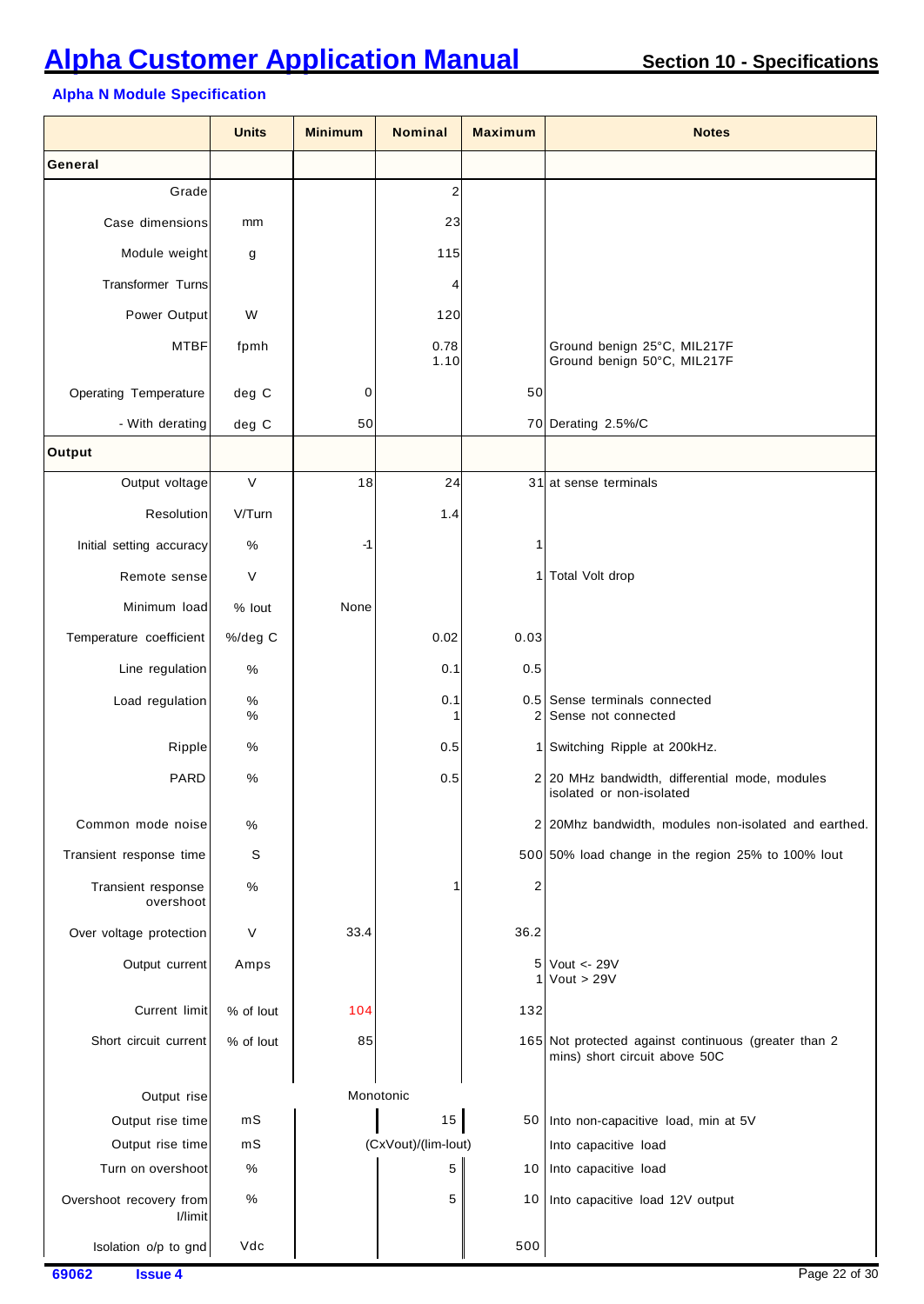## Alpha N Module Specification

| | Units | Minimum | Nominal | Maximum | Notes |
|---|---|---|---|---|---|
| **General** | | | | | |
| Grade | | | 2 | | |
| Case dimensions | mm | | 23 | | |
| Module weight | g | | 115 | | |
| Transformer Turns | | | 4 | | |
| Power Output | W | | 120 | | |
| MTBF | fpmh | | 0.78<br>1.10 | | Ground benign 25°C, MIL217F<br>Ground benign 50°C, MIL217F |
| Operating Temperature | deg C | 0 | | 50 | |
| - With derating | deg C | 50 | | 70 | Derating 2.5%/C |
| **Output** | | | | | |
| Output voltage | V | 18 | 24 | 31 | at sense terminals |
| Resolution | V/Turn | | 1.4 | | |
| Initial setting accuracy | % | -1 | | 1 | |
| Remote sense | V | | | 1 | Total Volt drop |
| Minimum load | % Iout | None | | | |
| Temperature coefficient | %/deg C | | 0.02 | 0.03 | |
| Line regulation | % | | 0.1 | 0.5 | |
| Load regulation | %<br>% | | 0.1<br>1 | 0.5<br>2 | Sense terminals connected<br>Sense not connected |
| Ripple | % | | 0.5 | 1 | Switching Ripple at 200kHz. |
| PARD | % | | 0.5 | 2 | 20 MHz bandwidth, differential mode, modules isolated or non-isolated |
| Common mode noise | % | | | 2 | 20Mhz bandwidth, modules non-isolated and earthed. |
| Transient response time | S | | | 500 | 50% load change in the region 25% to 100% Iout |
| Transient response overshoot | % | | 1 | 2 | |
| Over voltage protection | V | 33.4 | | 36.2 | |
| Output current | Amps | | | 5<br>1 | Vout <- 29V<br>Vout > 29V |
| Current limit | % of Iout | 104 | | 132 | |
| Short circuit current | % of Iout | 85 | | 165 | Not protected against continuous (greater than 2 mins) short circuit above 50C |
| Output rise | | Monotonic | | | |
| Output rise time | mS | | 15 | 50 | Into non-capacitive load, min at 5V |
| Output rise time | mS | | (CxVout)/(Iim-Iout) | | Into capacitive load |
| Turn on overshoot | % | | 5 | 10 | Into capacitive load |
| Overshoot recovery from I/limit | % | | 5 | 10 | Into capacitive load 12V output |
| Isolation o/p to gnd | Vdc | | | 500 | |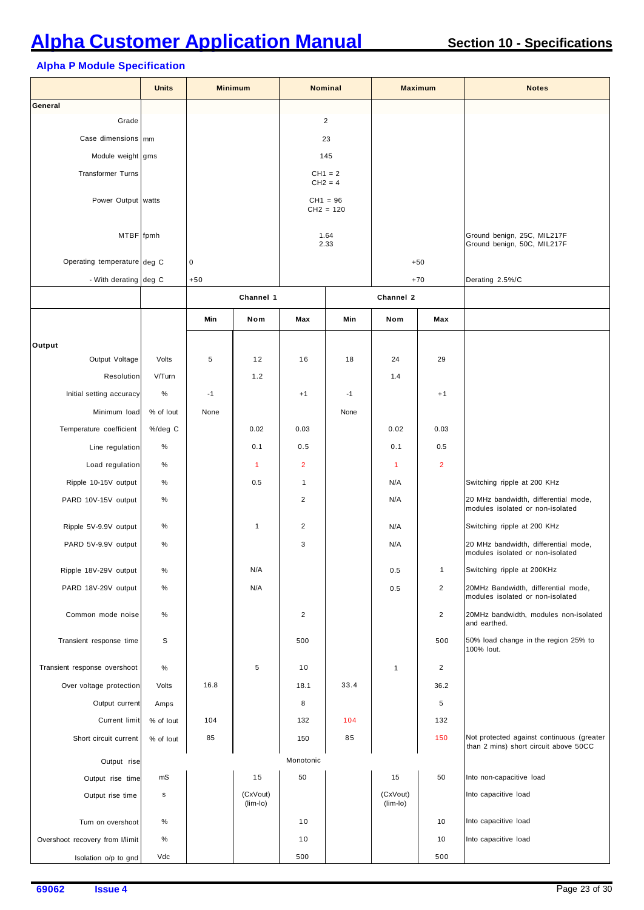## Alpha P Module Specification

| | Units | Minimum | | Nominal | | Maximum | | Notes |
|---|---|---|---|---|---|---|---|---|
| **General** | | | | | | | | |
| Grade | | | | 2 | | | | |
| Case dimensions | mm | | | 23 | | | | |
| Module weight | gms | | | 145 | | | | |
| Transformer Turns | | | | CH1 = 2<br>CH2 = 4 | | | | |
| Power Output | watts | | | CH1 = 96<br>CH2 = 120 | | | | |
| MTBF | fpmh | | | 1.64<br>2.33 | | | | Ground benign, 25C, MIL217F<br>Ground benign, 50C, MIL217F |
| Operating temperature | deg C | 0 | | | | +50 | | |
| - With derating | deg C | +50 | | | | +70 | | Derating 2.5%/C |
| | | Channel 1 | | | Channel 2 | | | |
| | | Min | Nom | Max | Min | Nom | Max | |
| **Output** | | | | | | | | |
| Output Voltage | Volts | 5 | 12 | 16 | 18 | 24 | 29 | |
| Resolution | V/Turn | | 1.2 | | | 1.4 | | |
| Initial setting accuracy | % | -1 | | +1 | -1 | | +1 | |
| Minimum load | % of Iout | None | | | None | | | |
| Temperature coefficient | %/deg C | | 0.02 | 0.03 | | 0.02 | 0.03 | |
| Line regulation | % | | 0.1 | 0.5 | | 0.1 | 0.5 | |
| Load regulation | % | | 1 | 2 | | 1 | 2 | |
| Ripple 10-15V output | % | | 0.5 | 1 | | N/A | | Switching ripple at 200 KHz |
| PARD 10V-15V output | % | | | 2 | | N/A | | 20 MHz bandwidth, differential mode, modules isolated or non-isolated |
| Ripple 5V-9.9V output | % | | 1 | 2 | | N/A | | Switching ripple at 200 KHz |
| PARD 5V-9.9V output | % | | | 3 | | N/A | | 20 MHz bandwidth, differential mode, modules isolated or non-isolated |
| Ripple 18V-29V output | % | | N/A | | | 0.5 | 1 | Switching ripple at 200KHz |
| PARD 18V-29V output | % | | N/A | | | 0.5 | 2 | 20MHz Bandwidth, differential mode, modules isolated or non-isolated |
| Common mode noise | % | | | 2 | | | 2 | 20MHz bandwidth, modules non-isolated and earthed. |
| Transient response time | S | | | 500 | | | 500 | 50% load change in the region 25% to 100% Iout. |
| Transient response overshoot | % | | 5 | 10 | | 1 | 2 | |
| Over voltage protection | Volts | 16.8 | | 18.1 | 33.4 | | 36.2 | |
| Output current | Amps | | | 8 | | | 5 | |
| Current limit | % of Iout | 104 | | 132 | 104 | | 132 | |
| Short circuit current | % of Iout | 85 | | 150 | 85 | | 150 | Not protected against continuous (greater than 2 mins) short circuit above 50CC |
| Output rise | | | | Monotonic | | | | |
| Output rise time | mS | | 15 | 50 | | 15 | 50 | Into non-capacitive load |
| Output rise time | s | | (CxVout)<br>(Iim-Io) | | | (CxVout)<br>(Iim-Io) | | Into capacitive load |
| Turn on overshoot | % | | | 10 | | | 10 | Into capacitive load |
| Overshoot recovery from I/limit | % | | | 10 | | | 10 | Into capacitive load |
| Isolation o/p to gnd | Vdc | | | 500 | | | 500 | |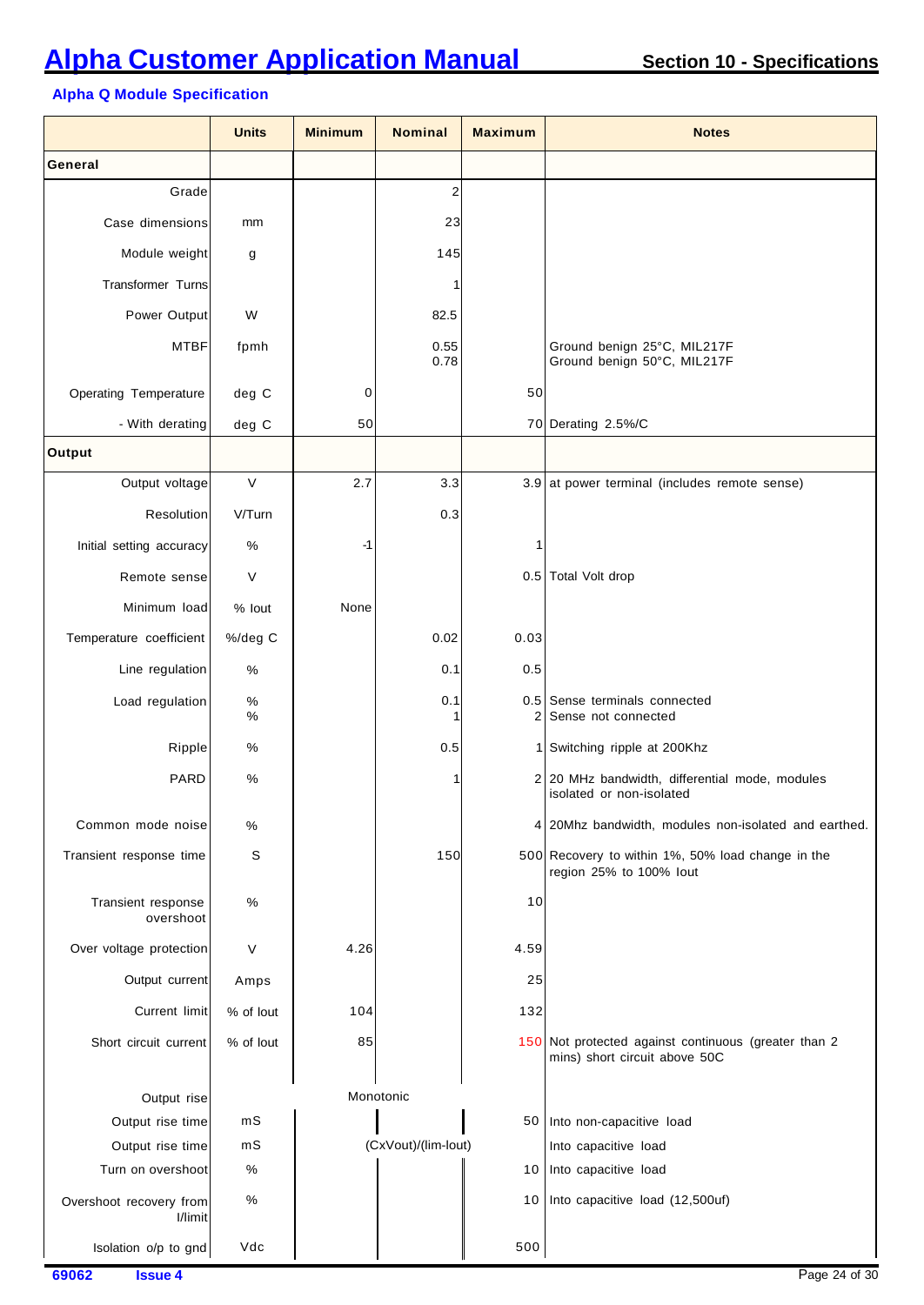# Alpha Customer Application Manual

## Section 10 - Specifications

### Alpha Q Module Specification

| | Units | Minimum | Nominal | Maximum | Notes |
|---|---|---|---|---|---|
| **General** | | | | | |
| Grade | | | 2 | | |
| Case dimensions | mm | | 23 | | |
| Module weight | g | | 145 | | |
| Transformer Turns | | | 1 | | |
| Power Output | W | | 82.5 | | |
| MTBF | fpmh | | 0.55<br>0.78 | | Ground benign 25°C, MIL217F<br>Ground benign 50°C, MIL217F |
| Operating Temperature | deg C | 0 | | 50 | |
| - With derating | deg C | 50 | | 70 | Derating 2.5%/C |
| **Output** | | | | | |
| Output voltage | V | 2.7 | 3.3 | 3.9 | at power terminal (includes remote sense) |
| Resolution | V/Turn | | 0.3 | | |
| Initial setting accuracy | % | -1 | | 1 | |
| Remote sense | V | | | 0.5 | Total Volt drop |
| Minimum load | % Iout | None | | | |
| Temperature coefficient | %/deg C | | 0.02 | 0.03 | |
| Line regulation | % | | 0.1 | 0.5 | |
| Load regulation | %<br>% | | 0.1<br>1 | 0.5<br>2 | Sense terminals connected<br>Sense not connected |
| Ripple | % | | 0.5 | 1 | Switching ripple at 200Khz |
| PARD | % | | 1 | 2 | 20 MHz bandwidth, differential mode, modules isolated or non-isolated |
| Common mode noise | % | | | 4 | 20Mhz bandwidth, modules non-isolated and earthed. |
| Transient response time | S | | 150 | 500 | Recovery to within 1%, 50% load change in the region 25% to 100% Iout |
| Transient response overshoot | % | | | 10 | |
| Over voltage protection | V | 4.26 | | 4.59 | |
| Output current | Amps | | | 25 | |
| Current limit | % of Iout | 104 | | 132 | |
| Short circuit current | % of Iout | 85 | | 150 | Not protected against continuous (greater than 2 mins) short circuit above 50C |
| Output rise | | | Monotonic | | |
| Output rise time | mS | | | 50 | Into non-capacitive load |
| Output rise time | mS | | (CxVout)/(Iim-Iout) | | Into capacitive load |
| Turn on overshoot | % | | | 10 | Into capacitive load |
| Overshoot recovery from I/limit | % | | | 10 | Into capacitive load (12,500uf) |
| Isolation o/p to gnd | Vdc | | | 500 | |

69062 Issue 4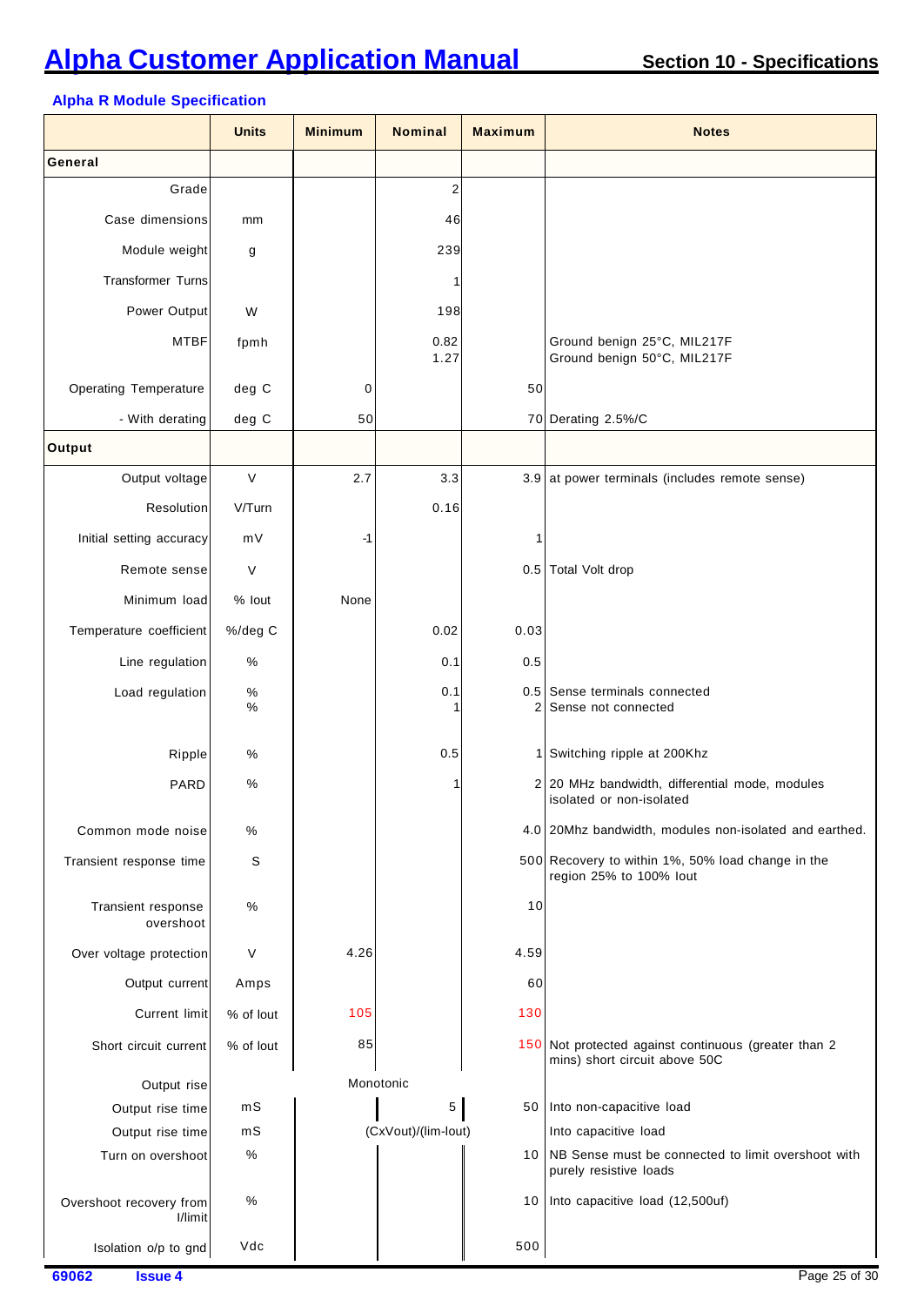# Alpha Customer Application Manual

## Section 10 - Specifications

### Alpha R Module Specification

| | Units | Minimum | Nominal | Maximum | Notes |
|---|---|---|---|---|---|
| **General** | | | | | |
| Grade | | | 2 | | |
| Case dimensions | mm | | 46 | | |
| Module weight | g | | 239 | | |
| Transformer Turns | | | 1 | | |
| Power Output | W | | 198 | | |
| MTBF | fpmh | | 0.82<br>1.27 | | Ground benign 25°C, MIL217F<br>Ground benign 50°C, MIL217F |
| Operating Temperature | deg C | 0 | | 50 | |
| - With derating | deg C | 50 | | 70 | Derating 2.5%/C |
| **Output** | | | | | |
| Output voltage | V | 2.7 | 3.3 | 3.9 | at power terminals (includes remote sense) |
| Resolution | V/Turn | | 0.16 | | |
| Initial setting accuracy | mV | -1 | | 1 | |
| Remote sense | V | | | 0.5 | Total Volt drop |
| Minimum load | % Iout | None | | | |
| Temperature coefficient | %/deg C | | 0.02 | 0.03 | |
| Line regulation | % | | 0.1 | 0.5 | |
| Load regulation | %<br>% | | 0.1<br>1 | 0.5<br>2 | Sense terminals connected<br>Sense not connected |
| Ripple | % | | 0.5 | 1 | Switching ripple at 200Khz |
| PARD | % | | 1 | 2 | 20 MHz bandwidth, differential mode, modules isolated or non-isolated |
| Common mode noise | % | | | 4.0 | 20Mhz bandwidth, modules non-isolated and earthed. |
| Transient response time | S | | | 500 | Recovery to within 1%, 50% load change in the region 25% to 100% Iout |
| Transient response overshoot | % | | | 10 | |
| Over voltage protection | V | 4.26 | | 4.59 | |
| Output current | Amps | | | 60 | |
| Current limit | % of Iout | 105 | | 130 | |
| Short circuit current | % of Iout | 85 | | 150 | Not protected against continuous (greater than 2 mins) short circuit above 50C |
| Output rise | | Monotonic | | | |
| Output rise time | mS | | 5 | 50 | Into non-capacitive load |
| Output rise time | mS | | (CxVout)/(lim-Iout) | | Into capacitive load |
| Turn on overshoot | % | | | 10 | NB Sense must be connected to limit overshoot with purely resistive loads |
| Overshoot recovery from I/limit | % | | | 10 | Into capacitive load (12,500uf) |
| Isolation o/p to gnd | Vdc | | | 500 | |

69062 **Issue 4**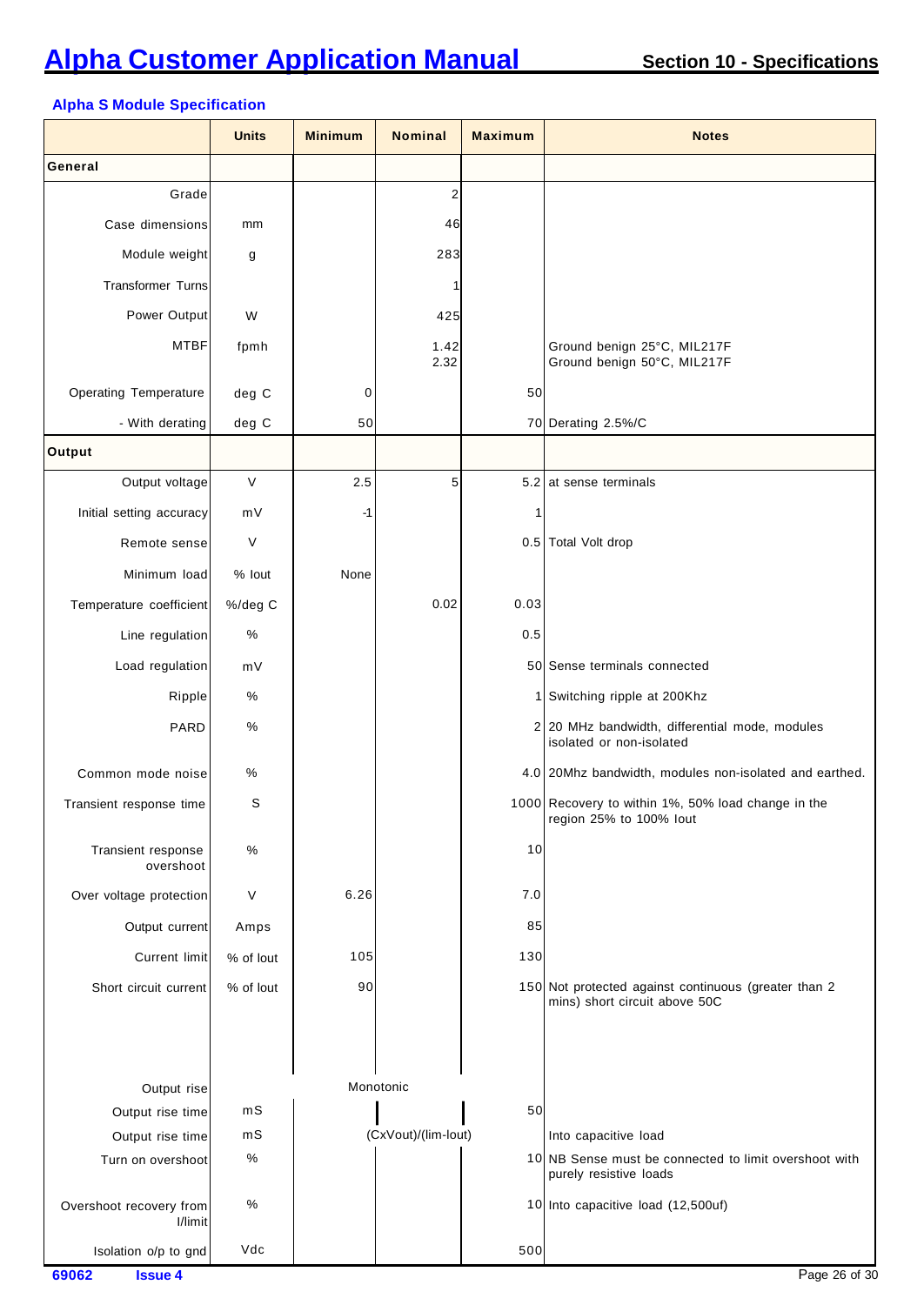# Alpha Customer Application Manual

## Section 10 - Specifications

### Alpha S Module Specification

| | Units | Minimum | Nominal | Maximum | Notes |
|---|---|---|---|---|---|
| **General** | | | | | |
| Grade | | | 2 | | |
| Case dimensions | mm | | 46 | | |
| Module weight | g | | 283 | | |
| Transformer Turns | | | 1 | | |
| Power Output | W | | 425 | | |
| MTBF | fpmh | | 1.42<br>2.32 | | Ground benign 25°C, MIL217F<br>Ground benign 50°C, MIL217F |
| Operating Temperature | deg C | 0 | | 50 | |
| - With derating | deg C | 50 | | 70 | Derating 2.5%/C |
| **Output** | | | | | |
| Output voltage | V | 2.5 | 5 | 5.2 | at sense terminals |
| Initial setting accuracy | mV | -1 | | 1 | |
| Remote sense | V | | | 0.5 | Total Volt drop |
| Minimum load | % Iout | None | | | |
| Temperature coefficient | %/deg C | | 0.02 | 0.03 | |
| Line regulation | % | | | 0.5 | |
| Load regulation | mV | | | 50 | Sense terminals connected |
| Ripple | % | | | 1 | Switching ripple at 200Khz |
| PARD | % | | | 2 | 20 MHz bandwidth, differential mode, modules isolated or non-isolated |
| Common mode noise | % | | | 4.0 | 20Mhz bandwidth, modules non-isolated and earthed. |
| Transient response time | S | | | 1000 | Recovery to within 1%, 50% load change in the region 25% to 100% Iout |
| Transient response overshoot | % | | | 10 | |
| Over voltage protection | V | 6.26 | | 7.0 | |
| Output current | Amps | | | 85 | |
| Current limit | % of Iout | 105 | | 130 | |
| Short circuit current | % of Iout | 90 | | 150 | Not protected against continuous (greater than 2 mins) short circuit above 50C |
| Output rise | | | Monotonic | | |
| Output rise time | mS | | | 50 | |
| Output rise time | mS | | (CxVout)/(Iim-Iout) | | Into capacitive load |
| Turn on overshoot | % | | | 10 | NB Sense must be connected to limit overshoot with purely resistive loads |
| Overshoot recovery from I/limit | % | | | 10 | Into capacitive load (12,500uf) |
| Isolation o/p to gnd | Vdc | | | 500 | |

69062 **Issue 4**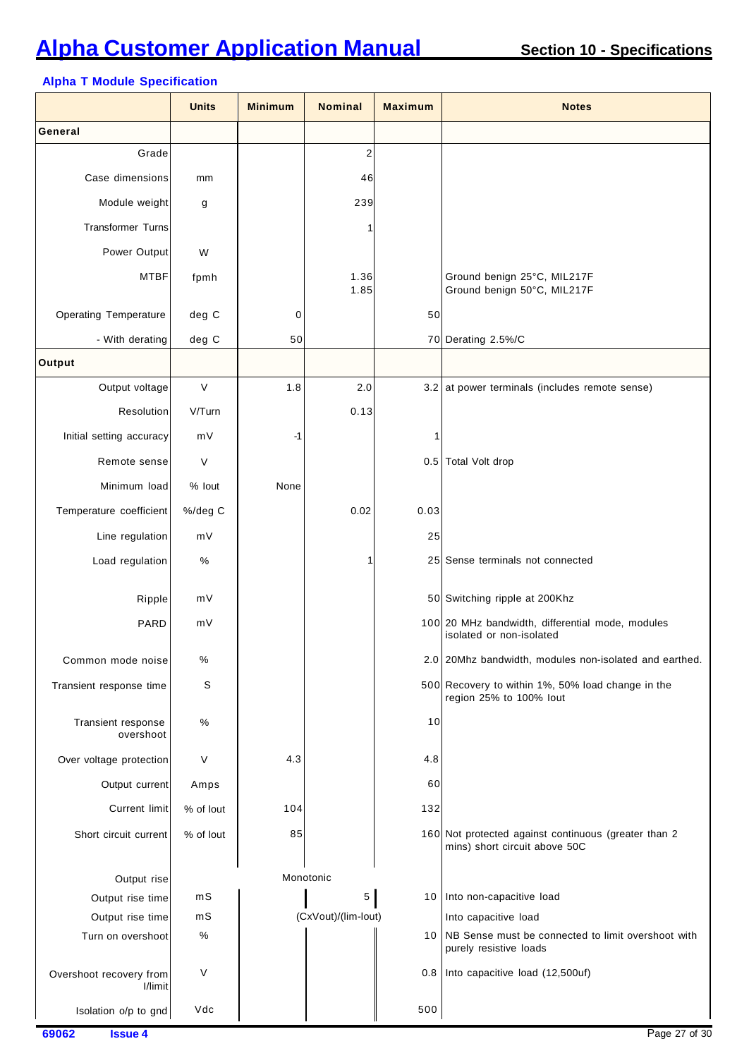## Alpha T Module Specification

| | Units | Minimum | Nominal | Maximum | Notes |
|---|---|---|---|---|---|
| **General** | | | | | |
| Grade | | | 2 | | |
| Case dimensions | mm | | 46 | | |
| Module weight | g | | 239 | | |
| Transformer Turns | | | 1 | | |
| Power Output | W | | | | |
| MTBF | fpmh | | 1.36<br>1.85 | | Ground benign 25°C, MIL217F<br>Ground benign 50°C, MIL217F |
| Operating Temperature | deg C | 0 | | 50 | |
| - With derating | deg C | 50 | | 70 | Derating 2.5%/C |
| **Output** | | | | | |
| Output voltage | V | 1.8 | 2.0 | 3.2 | at power terminals (includes remote sense) |
| Resolution | V/Turn | | 0.13 | | |
| Initial setting accuracy | mV | -1 | | 1 | |
| Remote sense | V | | | 0.5 | Total Volt drop |
| Minimum load | % Iout | None | | | |
| Temperature coefficient | %/deg C | | 0.02 | 0.03 | |
| Line regulation | mV | | | 25 | |
| Load regulation | % | | 1 | 25 | Sense terminals not connected |
| Ripple | mV | | | 50 | Switching ripple at 200Khz |
| PARD | mV | | | 100 | 20 MHz bandwidth, differential mode, modules isolated or non-isolated |
| Common mode noise | % | | | 2.0 | 20Mhz bandwidth, modules non-isolated and earthed. |
| Transient response time | S | | | 500 | Recovery to within 1%, 50% load change in the region 25% to 100% Iout |
| Transient response overshoot | % | | | 10 | |
| Over voltage protection | V | 4.3 | | 4.8 | |
| Output current | Amps | | | 60 | |
| Current limit | % of Iout | 104 | | 132 | |
| Short circuit current | % of Iout | 85 | | 160 | Not protected against continuous (greater than 2 mins) short circuit above 50C |
| Output rise | | | Monotonic | | |
| Output rise time | mS | | 5 | 10 | Into non-capacitive load |
| Output rise time | mS | | (CxVout)/(lim-Iout) | | Into capacitive load |
| Turn on overshoot | % | | | 10 | NB Sense must be connected to limit overshoot with purely resistive loads |
| Overshoot recovery from I/limit | V | | | 0.8 | Into capacitive load (12,500uf) |
| Isolation o/p to gnd | Vdc | | | 500 | |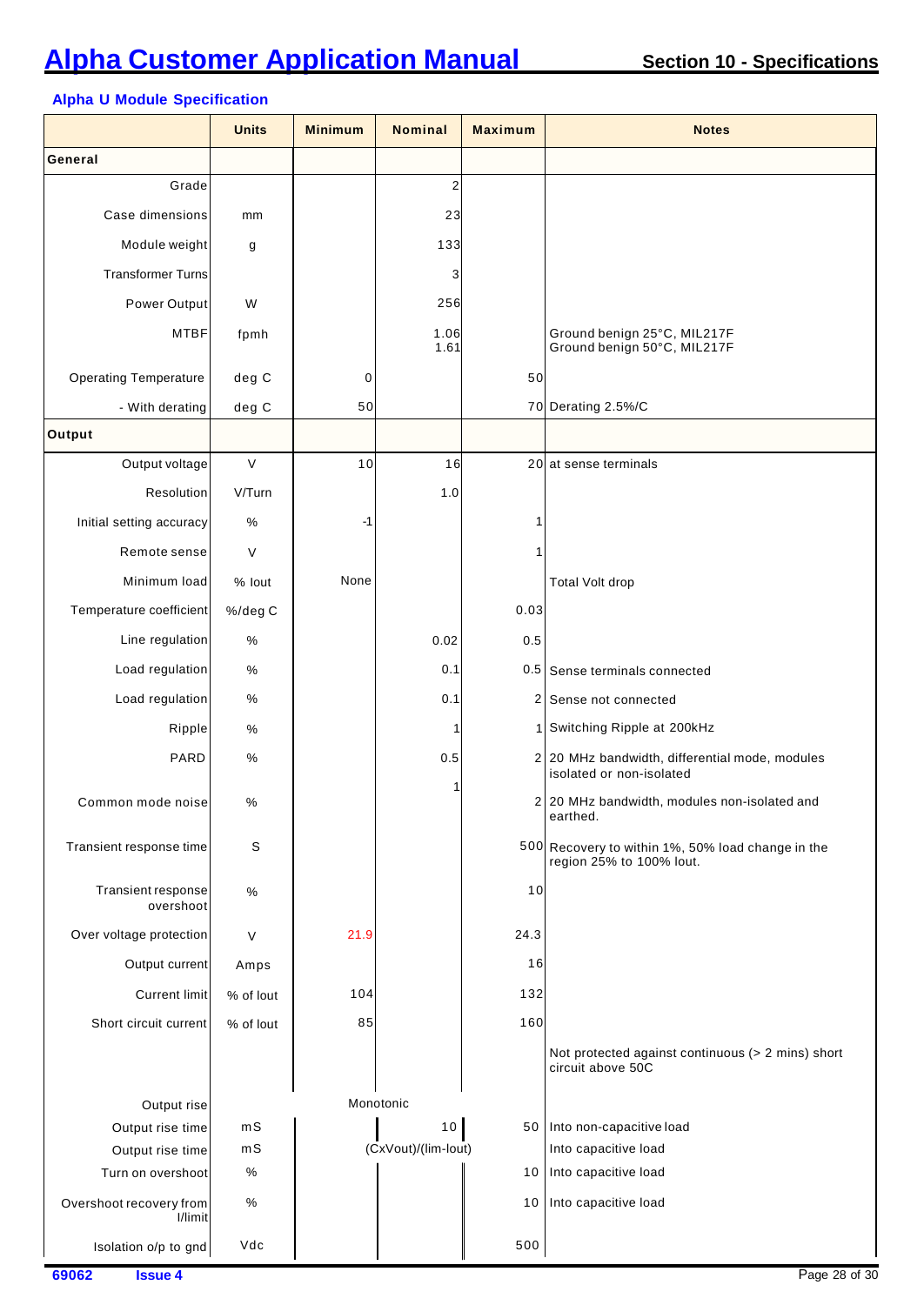## Alpha U Module Specification

| | Units | Minimum | Nominal | Maximum | Notes |
|---|---|---|---|---|---|
| **General** | | | | | |
| Grade | | | 2 | | |
| Case dimensions | mm | | 23 | | |
| Module weight | g | | 133 | | |
| Transformer Turns | | | 3 | | |
| Power Output | W | | 256 | | |
| MTBF | fpmh | | 1.06<br>1.61 | | Ground benign 25°C, MIL217F<br>Ground benign 50°C, MIL217F |
| Operating Temperature | deg C | 0 | | 50 | |
| - With derating | deg C | 50 | | 70 | Derating 2.5%/C |
| **Output** | | | | | |
| Output voltage | V | 10 | 16 | 20 | at sense terminals |
| Resolution | V/Turn | | 1.0 | | |
| Initial setting accuracy | % | -1 | | 1 | |
| Remote sense | V | | | 1 | |
| Minimum load | % Iout | None | | | Total Volt drop |
| Temperature coefficient | %/deg C | | | 0.03 | |
| Line regulation | % | | 0.02 | 0.5 | |
| Load regulation | % | | 0.1 | 0.5 | Sense terminals connected |
| Load regulation | % | | 0.1 | 2 | Sense not connected |
| Ripple | % | | 1 | 1 | Switching Ripple at 200kHz |
| PARD | % | | 0.5 | 2 | 20 MHz bandwidth, differential mode, modules isolated or non-isolated |
| Common mode noise | % | | 1 | 2 | 20 MHz bandwidth, modules non-isolated and earthed. |
| Transient response time | S | | | 500 | Recovery to within 1%, 50% load change in the region 25% to 100% Iout. |
| Transient response overshoot | % | | | 10 | |
| Over voltage protection | V | 21.9 | | 24.3 | |
| Output current | Amps | | | 16 | |
| Current limit | % of Iout | 104 | | 132 | |
| Short circuit current | % of Iout | 85 | | 160 | |
| | | | | | Not protected against continuous (> 2 mins) short circuit above 50C |
| Output rise | | Monotonic | | | |
| Output rise time | mS | | 10 | 50 | Into non-capacitive load |
| Output rise time | mS | | (CxVout)/(lim-Iout) | | Into capacitive load |
| Turn on overshoot | % | | | 10 | Into capacitive load |
| Overshoot recovery from I/limit | % | | | 10 | Into capacitive load |
| Isolation o/p to gnd | Vdc | | | 500 | |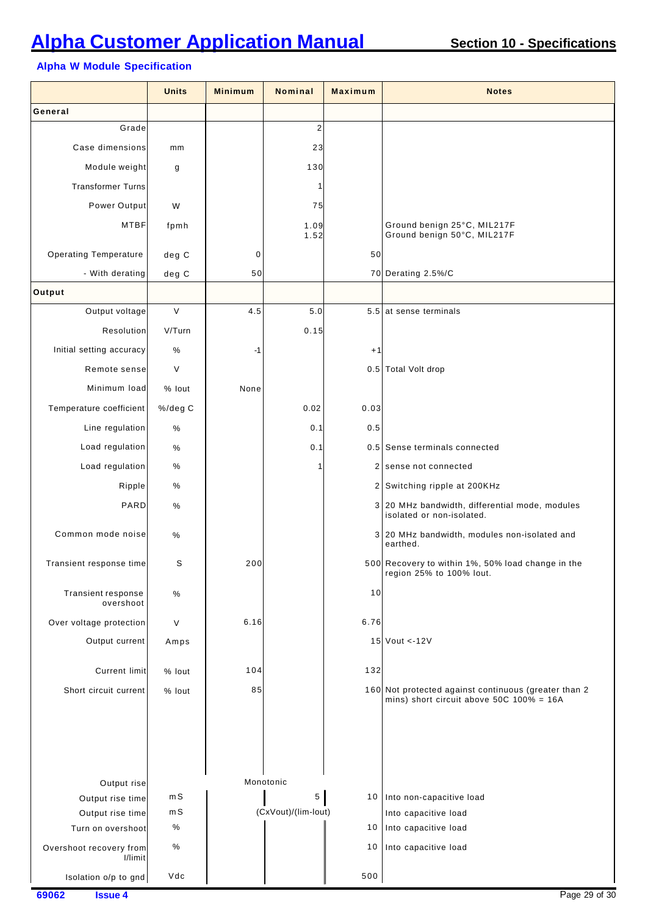# Alpha Customer Application Manual

**Section 10 - Specifications**

### Alpha W Module Specification

| | Units | Minimum | Nominal | Maximum | Notes |
|---|---|---|---|---|---|
| **General** | | | | | |
| Grade | | | 2 | | |
| Case dimensions | mm | | 23 | | |
| Module weight | g | | 130 | | |
| Transformer Turns | | | 1 | | |
| Power Output | W | | 75 | | |
| MTBF | fpmh | | 1.09<br>1.52 | | Ground benign 25°C, MIL217F<br>Ground benign 50°C, MIL217F |
| Operating Temperature | deg C | 0 | | 50 | |
| - With derating | deg C | 50 | | 70 | Derating 2.5%/C |
| **Output** | | | | | |
| Output voltage | V | 4.5 | 5.0 | 5.5 | at sense terminals |
| Resolution | V/Turn | | 0.15 | | |
| Initial setting accuracy | % | -1 | | +1 | |
| Remote sense | V | | | 0.5 | Total Volt drop |
| Minimum load | % Iout | None | | | |
| Temperature coefficient | %/deg C | | 0.02 | 0.03 | |
| Line regulation | % | | 0.1 | 0.5 | |
| Load regulation | % | | 0.1 | 0.5 | Sense terminals connected |
| Load regulation | % | | 1 | 2 | sense not connected |
| Ripple | % | | | 2 | Switching ripple at 200KHz |
| PARD | % | | | 3 | 20 MHz bandwidth, differential mode, modules isolated or non-isolated. |
| Common mode noise | % | | | 3 | 20 MHz bandwidth, modules non-isolated and earthed. |
| Transient response time | S | 200 | | 500 | Recovery to within 1%, 50% load change in the region 25% to 100% Iout. |
| Transient response overshoot | % | | | 10 | |
| Over voltage protection | V | 6.16 | | 6.76 | |
| Output current | Amps | | | 15 | Vout <-12V |
| Current limit | % Iout | 104 | | 132 | |
| Short circuit current | % Iout | 85 | | 160 | Not protected against continuous (greater than 2 mins) short circuit above 50C 100% = 16A |
| Output rise | | | Monotonic | | |
| Output rise time | mS | | 5 | 10 | Into non-capacitive load |
| Output rise time | mS | | (CxVout)/(lim-Iout) | | Into capacitive load |
| Turn on overshoot | % | | | 10 | Into capacitive load |
| Overshoot recovery from I/limit | % | | | 10 | Into capacitive load |
| Isolation o/p to gnd | Vdc | | | 500 | |

69062 **Issue 4**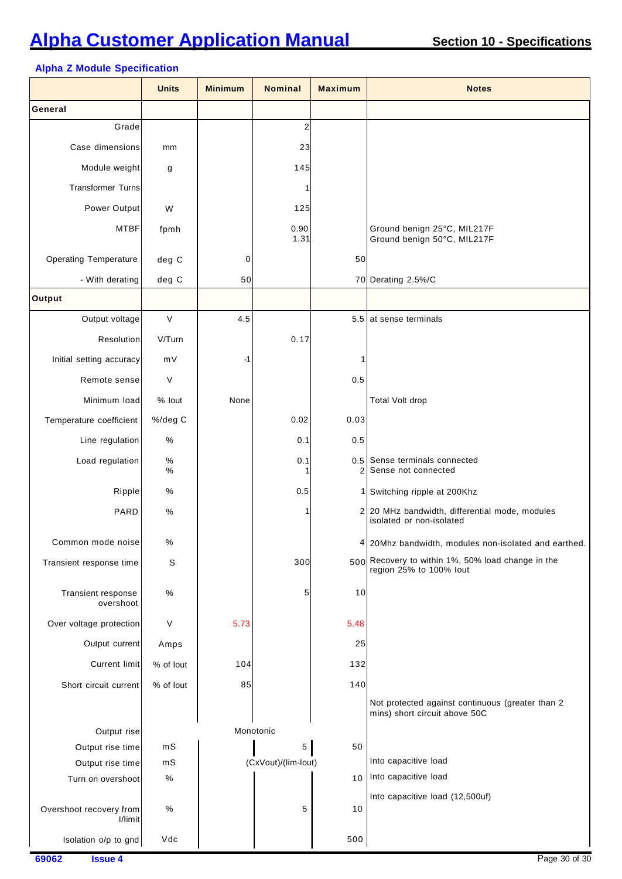# Alpha Customer Application Manual

**Section 10 - Specifications**

### Alpha Z Module Specification

| | Units | Minimum | Nominal | Maximum | Notes |
|---|---|---|---|---|---|
| **General** | | | | | |
| Grade | | | 2 | | |
| Case dimensions | mm | | 23 | | |
| Module weight | g | | 145 | | |
| Transformer Turns | | | 1 | | |
| Power Output | W | | 125 | | |
| MTBF | fpmh | | 0.90<br>1.31 | | Ground benign 25°C, MIL217F<br>Ground benign 50°C, MIL217F |
| Operating Temperature | deg C | 0 | | 50 | |
| - With derating | deg C | 50 | | 70 | Derating 2.5%/C |
| **Output** | | | | | |
| Output voltage | V | 4.5 | | 5.5 | at sense terminals |
| Resolution | V/Turn | | 0.17 | | |
| Initial setting accuracy | mV | -1 | | 1 | |
| Remote sense | V | | | 0.5 | |
| Minimum load | % Iout | None | | | Total Volt drop |
| Temperature coefficient | %/deg C | | 0.02 | 0.03 | |
| Line regulation | % | | 0.1 | 0.5 | |
| Load regulation | %<br>% | | 0.1<br>1 | 0.5<br>2 | Sense terminals connected<br>Sense not connected |
| Ripple | % | | 0.5 | 1 | Switching ripple at 200Khz |
| PARD | % | | 1 | 2 | 20 MHz bandwidth, differential mode, modules isolated or non-isolated |
| Common mode noise | % | | | 4 | 20Mhz bandwidth, modules non-isolated and earthed. |
| Transient response time | S | | 300 | 500 | Recovery to within 1%, 50% load change in the region 25% to 100% Iout |
| Transient response overshoot | % | | 5 | 10 | |
| Over voltage protection | V | 5.73 | | 5.48 | |
| Output current | Amps | | | 25 | |
| Current limit | % of Iout | 104 | | 132 | |
| Short circuit current | % of Iout | 85 | | 140 | |
| | | | | | Not protected against continuous (greater than 2 mins) short circuit above 50C |
| Output rise | | Monotonic | | | |
| Output rise time | mS | | 5 | 50 | |
| Output rise time | mS | | (CxVout)/(lim-Iout) | | Into capacitive load |
| Turn on overshoot | % | | | 10 | Into capacitive load |
| Overshoot recovery from I/limit | % | | 5 | 10 | Into capacitive load (12,500uf) |
| Isolation o/p to gnd | Vdc | | | 500 | |

69062 **Issue 4**